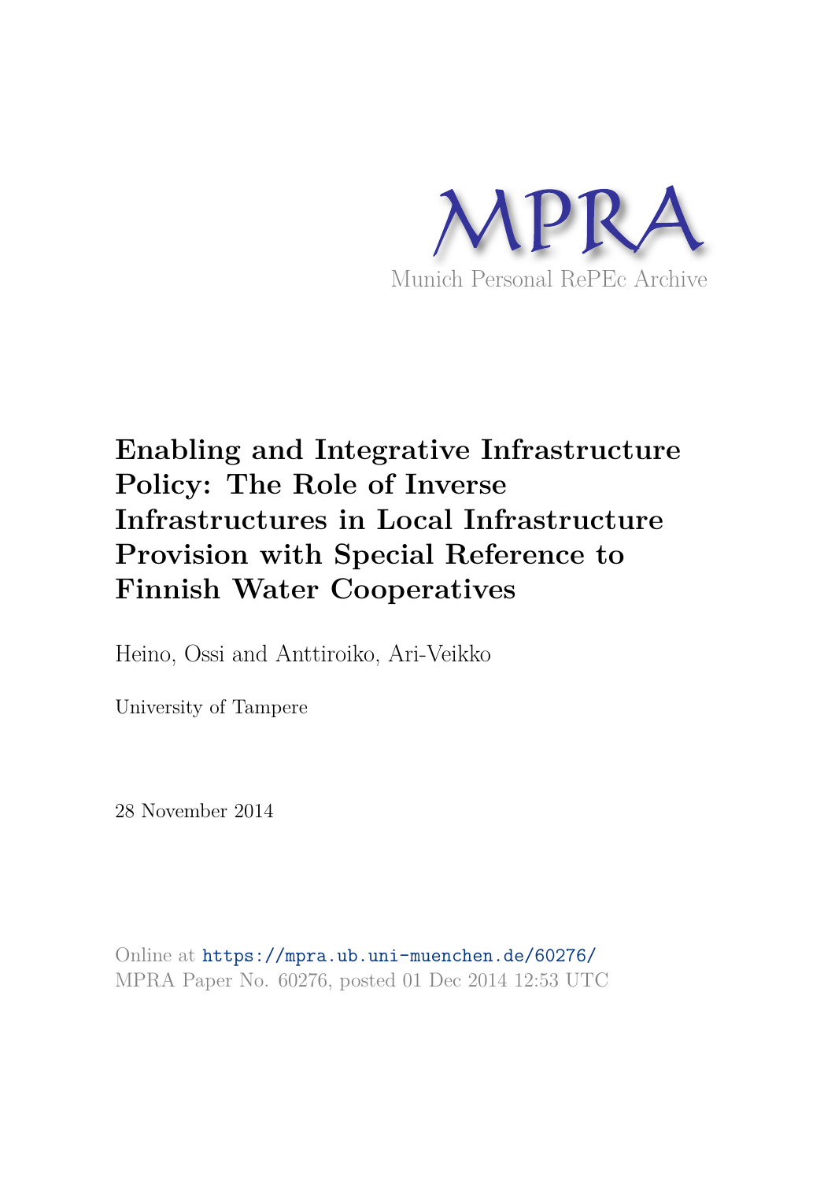MPRA

Munich Personal RePEc Archive

# Enabling and Integrative Infrastructure Policy: The Role of Inverse Infrastructures in Local Infrastructure Provision with Special Reference to Finnish Water Cooperatives

Heino, Ossi and Anttiroiko, Ari-Veikko

University of Tampere

28 November 2014

Online at https://mpra.ub.uni-muenchen.de/60276/
MPRA Paper No. 60276, posted 01 Dec 2014 12:53 UTC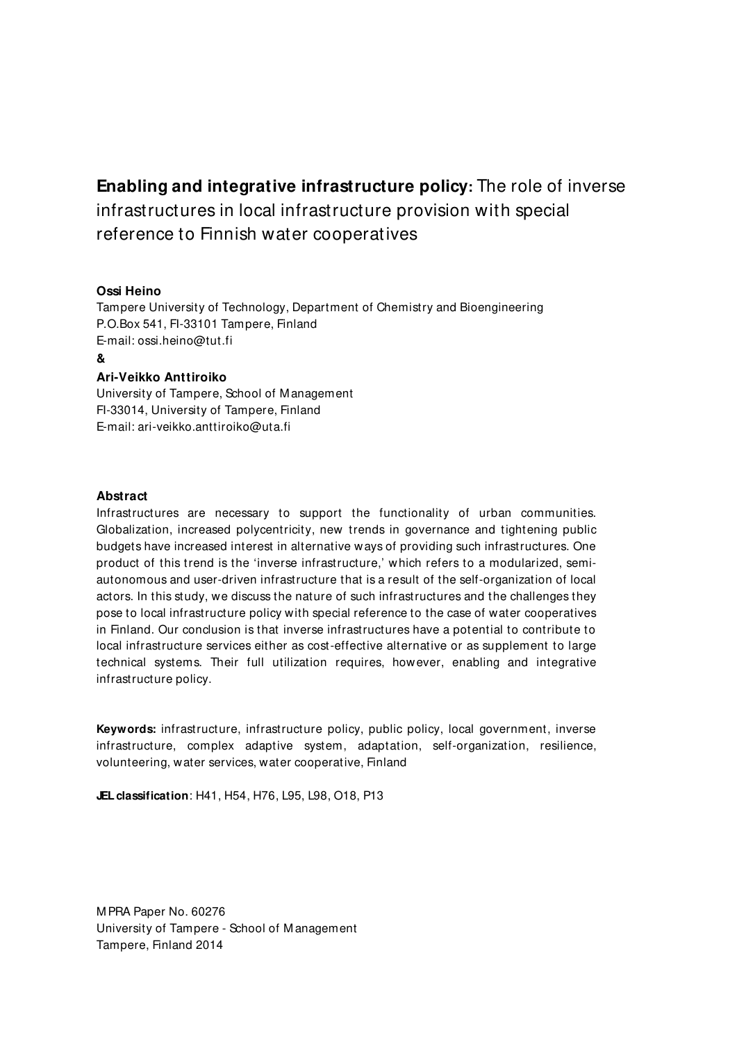# **Enabling and integrative infrastructure policy:** The role of inverse infrastructures in local infrastructure provision with special reference to Finnish water cooperatives

**Ossi Heino**
Tampere University of Technology, Department of Chemistry and Bioengineering
P.O.Box 541, FI-33101 Tampere, Finland
E-mail: ossi.heino@tut.fi

**&**

**Ari-Veikko Anttiroiko**
University of Tampere, School of Management
FI-33014, University of Tampere, Finland
E-mail: ari-veikko.anttiroiko@uta.fi

## Abstract

Infrastructures are necessary to support the functionality of urban communities. Globalization, increased polycentricity, new trends in governance and tightening public budgets have increased interest in alternative ways of providing such infrastructures. One product of this trend is the 'inverse infrastructure,' which refers to a modularized, semi-autonomous and user-driven infrastructure that is a result of the self-organization of local actors. In this study, we discuss the nature of such infrastructures and the challenges they pose to local infrastructure policy with special reference to the case of water cooperatives in Finland. Our conclusion is that inverse infrastructures have a potential to contribute to local infrastructure services either as cost-effective alternative or as supplement to large technical systems. Their full utilization requires, however, enabling and integrative infrastructure policy.

**Keywords:** infrastructure, infrastructure policy, public policy, local government, inverse infrastructure, complex adaptive system, adaptation, self-organization, resilience, volunteering, water services, water cooperative, Finland

**JEL classification**: H41, H54, H76, L95, L98, O18, P13

MPRA Paper No. 60276
University of Tampere - School of Management
Tampere, Finland 2014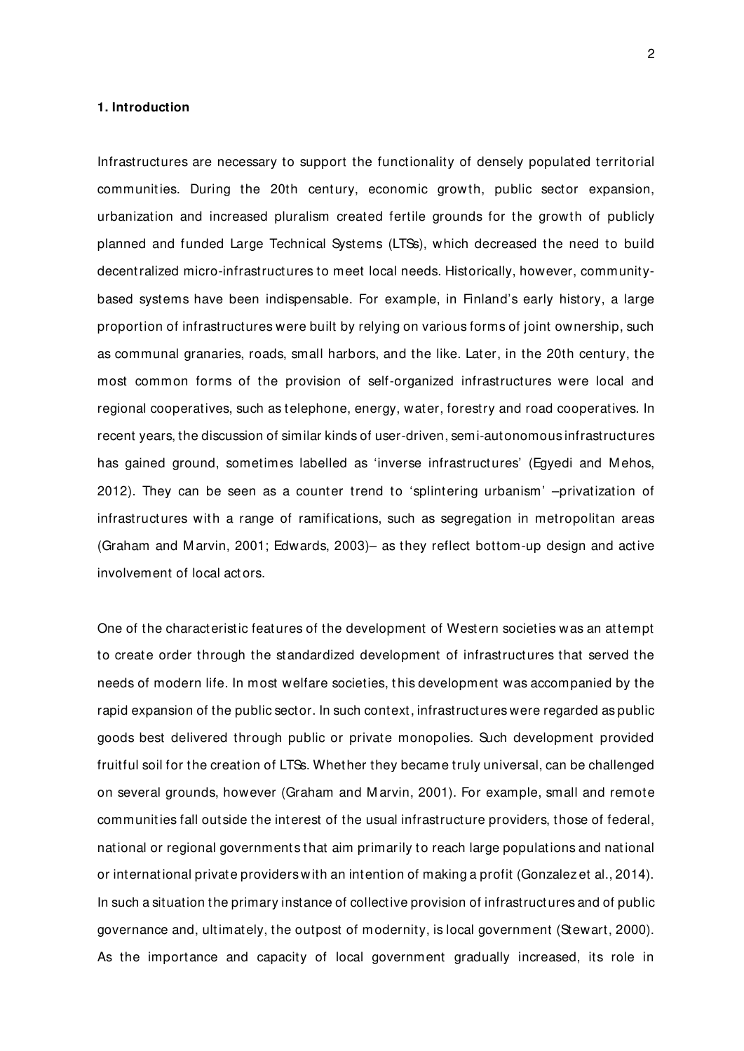## 1. Introduction

Infrastructures are necessary to support the functionality of densely populated territorial communities. During the 20th century, economic growth, public sector expansion, urbanization and increased pluralism created fertile grounds for the growth of publicly planned and funded Large Technical Systems (LTSs), which decreased the need to build decentralized micro-infrastructures to meet local needs. Historically, however, community-based systems have been indispensable. For example, in Finland's early history, a large proportion of infrastructures were built by relying on various forms of joint ownership, such as communal granaries, roads, small harbors, and the like. Later, in the 20th century, the most common forms of the provision of self-organized infrastructures were local and regional cooperatives, such as telephone, energy, water, forestry and road cooperatives. In recent years, the discussion of similar kinds of user-driven, semi-autonomous infrastructures has gained ground, sometimes labelled as 'inverse infrastructures' (Egyedi and Mehos, 2012). They can be seen as a counter trend to 'splintering urbanism' –privatization of infrastructures with a range of ramifications, such as segregation in metropolitan areas (Graham and Marvin, 2001; Edwards, 2003)– as they reflect bottom-up design and active involvement of local actors.

One of the characteristic features of the development of Western societies was an attempt to create order through the standardized development of infrastructures that served the needs of modern life. In most welfare societies, this development was accompanied by the rapid expansion of the public sector. In such context, infrastructures were regarded as public goods best delivered through public or private monopolies. Such development provided fruitful soil for the creation of LTSs. Whether they became truly universal, can be challenged on several grounds, however (Graham and Marvin, 2001). For example, small and remote communities fall outside the interest of the usual infrastructure providers, those of federal, national or regional governments that aim primarily to reach large populations and national or international private providers with an intention of making a profit (Gonzalez et al., 2014). In such a situation the primary instance of collective provision of infrastructures and of public governance and, ultimately, the outpost of modernity, is local government (Stewart, 2000). As the importance and capacity of local government gradually increased, its role in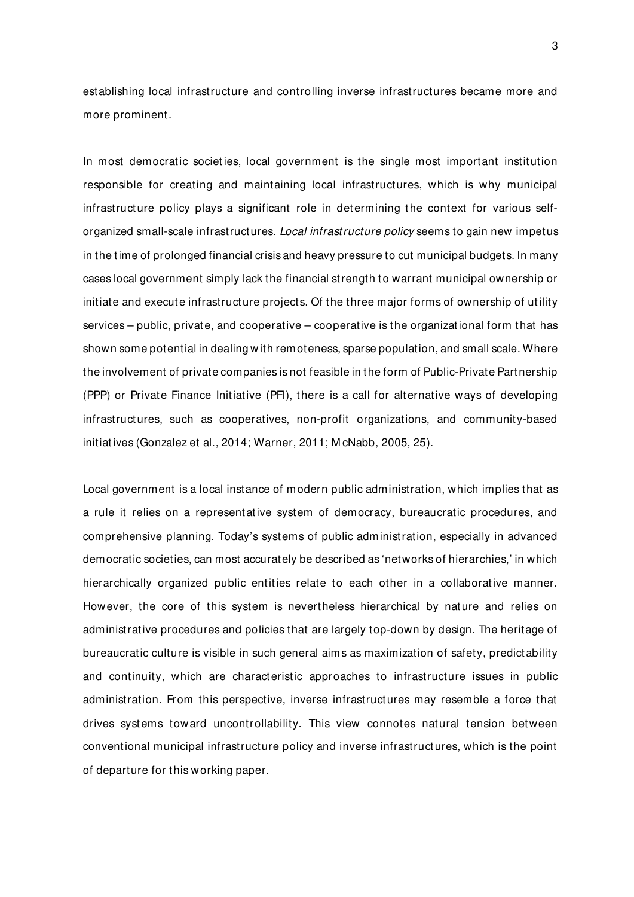establishing local infrastructure and controlling inverse infrastructures became more and more prominent.

In most democratic societies, local government is the single most important institution responsible for creating and maintaining local infrastructures, which is why municipal infrastructure policy plays a significant role in determining the context for various self-organized small-scale infrastructures. *Local infrastructure policy* seems to gain new impetus in the time of prolonged financial crisis and heavy pressure to cut municipal budgets. In many cases local government simply lack the financial strength to warrant municipal ownership or initiate and execute infrastructure projects. Of the three major forms of ownership of utility services – public, private, and cooperative – cooperative is the organizational form that has shown some potential in dealing with remoteness, sparse population, and small scale. Where the involvement of private companies is not feasible in the form of Public-Private Partnership (PPP) or Private Finance Initiative (PFI), there is a call for alternative ways of developing infrastructures, such as cooperatives, non-profit organizations, and community-based initiatives (Gonzalez et al., 2014; Warner, 2011; McNabb, 2005, 25).

Local government is a local instance of modern public administration, which implies that as a rule it relies on a representative system of democracy, bureaucratic procedures, and comprehensive planning. Today's systems of public administration, especially in advanced democratic societies, can most accurately be described as 'networks of hierarchies,' in which hierarchically organized public entities relate to each other in a collaborative manner. However, the core of this system is nevertheless hierarchical by nature and relies on administrative procedures and policies that are largely top-down by design. The heritage of bureaucratic culture is visible in such general aims as maximization of safety, predictability and continuity, which are characteristic approaches to infrastructure issues in public administration. From this perspective, inverse infrastructures may resemble a force that drives systems toward uncontrollability. This view connotes natural tension between conventional municipal infrastructure policy and inverse infrastructures, which is the point of departure for this working paper.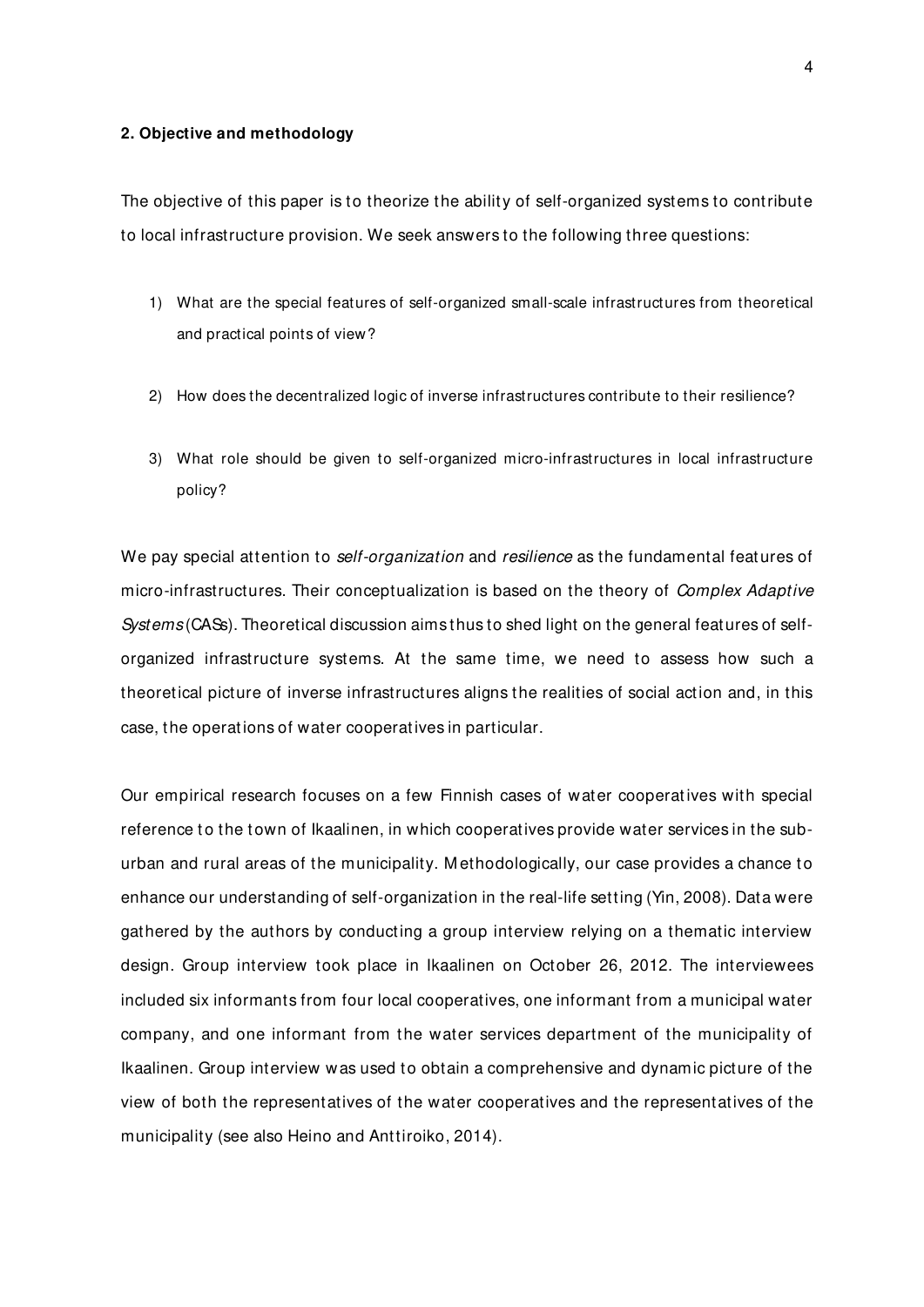## 2. Objective and methodology

The objective of this paper is to theorize the ability of self-organized systems to contribute to local infrastructure provision. We seek answers to the following three questions:

1) What are the special features of self-organized small-scale infrastructures from theoretical and practical points of view?

2) How does the decentralized logic of inverse infrastructures contribute to their resilience?

3) What role should be given to self-organized micro-infrastructures in local infrastructure policy?

We pay special attention to *self-organization* and *resilience* as the fundamental features of micro-infrastructures. Their conceptualization is based on the theory of *Complex Adaptive Systems* (CASs). Theoretical discussion aims thus to shed light on the general features of self-organized infrastructure systems. At the same time, we need to assess how such a theoretical picture of inverse infrastructures aligns the realities of social action and, in this case, the operations of water cooperatives in particular.

Our empirical research focuses on a few Finnish cases of water cooperatives with special reference to the town of Ikaalinen, in which cooperatives provide water services in the sub-urban and rural areas of the municipality. Methodologically, our case provides a chance to enhance our understanding of self-organization in the real-life setting (Yin, 2008). Data were gathered by the authors by conducting a group interview relying on a thematic interview design. Group interview took place in Ikaalinen on October 26, 2012. The interviewees included six informants from four local cooperatives, one informant from a municipal water company, and one informant from the water services department of the municipality of Ikaalinen. Group interview was used to obtain a comprehensive and dynamic picture of the view of both the representatives of the water cooperatives and the representatives of the municipality (see also Heino and Anttiroiko, 2014).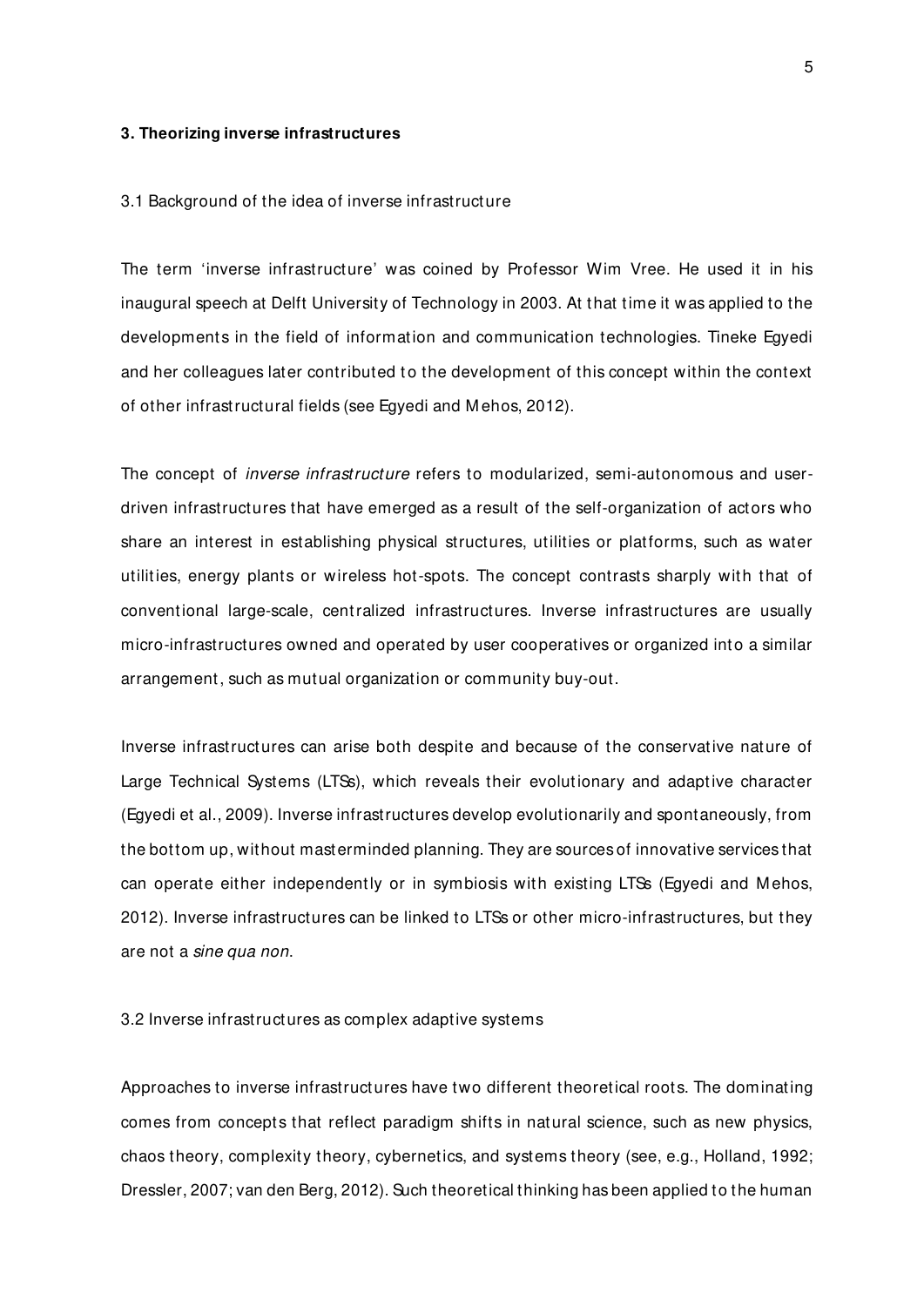## 3. Theorizing inverse infrastructures

### 3.1 Background of the idea of inverse infrastructure

The term 'inverse infrastructure' was coined by Professor Wim Vree. He used it in his inaugural speech at Delft University of Technology in 2003. At that time it was applied to the developments in the field of information and communication technologies. Tineke Egyedi and her colleagues later contributed to the development of this concept within the context of other infrastructural fields (see Egyedi and Mehos, 2012).

The concept of *inverse infrastructure* refers to modularized, semi-autonomous and user-driven infrastructures that have emerged as a result of the self-organization of actors who share an interest in establishing physical structures, utilities or platforms, such as water utilities, energy plants or wireless hot-spots. The concept contrasts sharply with that of conventional large-scale, centralized infrastructures. Inverse infrastructures are usually micro-infrastructures owned and operated by user cooperatives or organized into a similar arrangement, such as mutual organization or community buy-out.

Inverse infrastructures can arise both despite and because of the conservative nature of Large Technical Systems (LTSs), which reveals their evolutionary and adaptive character (Egyedi et al., 2009). Inverse infrastructures develop evolutionarily and spontaneously, from the bottom up, without masterminded planning. They are sources of innovative services that can operate either independently or in symbiosis with existing LTSs (Egyedi and Mehos, 2012). Inverse infrastructures can be linked to LTSs or other micro-infrastructures, but they are not a *sine qua non*.

### 3.2 Inverse infrastructures as complex adaptive systems

Approaches to inverse infrastructures have two different theoretical roots. The dominating comes from concepts that reflect paradigm shifts in natural science, such as new physics, chaos theory, complexity theory, cybernetics, and systems theory (see, e.g., Holland, 1992; Dressler, 2007; van den Berg, 2012). Such theoretical thinking has been applied to the human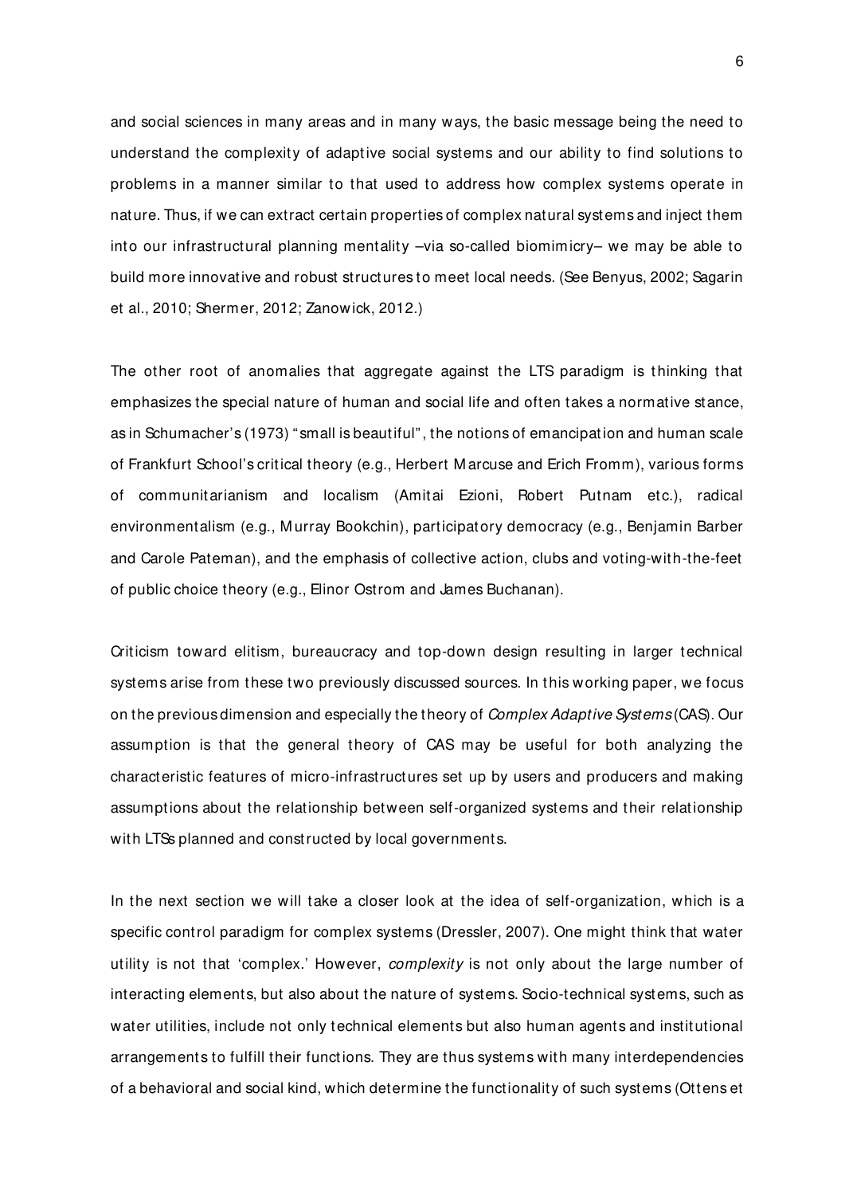and social sciences in many areas and in many ways, the basic message being the need to understand the complexity of adaptive social systems and our ability to find solutions to problems in a manner similar to that used to address how complex systems operate in nature. Thus, if we can extract certain properties of complex natural systems and inject them into our infrastructural planning mentality –via so-called biomimicry– we may be able to build more innovative and robust structures to meet local needs. (See Benyus, 2002; Sagarin et al., 2010; Shermer, 2012; Zanowick, 2012.)

The other root of anomalies that aggregate against the LTS paradigm is thinking that emphasizes the special nature of human and social life and often takes a normative stance, as in Schumacher's (1973) "small is beautiful", the notions of emancipation and human scale of Frankfurt School's critical theory (e.g., Herbert Marcuse and Erich Fromm), various forms of communitarianism and localism (Amitai Ezioni, Robert Putnam etc.), radical environmentalism (e.g., Murray Bookchin), participatory democracy (e.g., Benjamin Barber and Carole Pateman), and the emphasis of collective action, clubs and voting-with-the-feet of public choice theory (e.g., Elinor Ostrom and James Buchanan).

Criticism toward elitism, bureaucracy and top-down design resulting in larger technical systems arise from these two previously discussed sources. In this working paper, we focus on the previous dimension and especially the theory of *Complex Adaptive Systems* (CAS). Our assumption is that the general theory of CAS may be useful for both analyzing the characteristic features of micro-infrastructures set up by users and producers and making assumptions about the relationship between self-organized systems and their relationship with LTSs planned and constructed by local governments.

In the next section we will take a closer look at the idea of self-organization, which is a specific control paradigm for complex systems (Dressler, 2007). One might think that water utility is not that 'complex.' However, *complexity* is not only about the large number of interacting elements, but also about the nature of systems. Socio-technical systems, such as water utilities, include not only technical elements but also human agents and institutional arrangements to fulfill their functions. They are thus systems with many interdependencies of a behavioral and social kind, which determine the functionality of such systems (Ottens et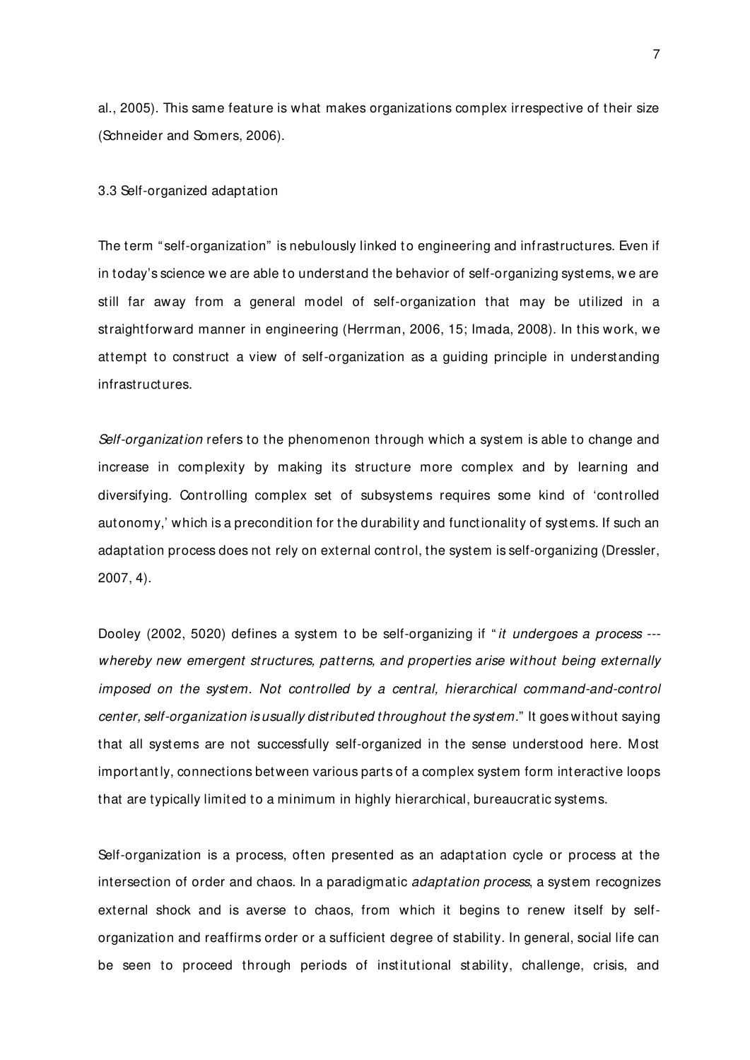al., 2005). This same feature is what makes organizations complex irrespective of their size (Schneider and Somers, 2006).

### 3.3 Self-organized adaptation

The term "self-organization" is nebulously linked to engineering and infrastructures. Even if in today's science we are able to understand the behavior of self-organizing systems, we are still far away from a general model of self-organization that may be utilized in a straightforward manner in engineering (Herrman, 2006, 15; Imada, 2008). In this work, we attempt to construct a view of self-organization as a guiding principle in understanding infrastructures.

*Self-organization* refers to the phenomenon through which a system is able to change and increase in complexity by making its structure more complex and by learning and diversifying. Controlling complex set of subsystems requires some kind of 'controlled autonomy,' which is a precondition for the durability and functionality of systems. If such an adaptation process does not rely on external control, the system is self-organizing (Dressler, 2007, 4).

Dooley (2002, 5020) defines a system to be self-organizing if "*it undergoes a process --- whereby new emergent structures, patterns, and properties arise without being externally imposed on the system. Not controlled by a central, hierarchical command-and-control center, self-organization is usually distributed throughout the system.*" It goes without saying that all systems are not successfully self-organized in the sense understood here. Most importantly, connections between various parts of a complex system form interactive loops that are typically limited to a minimum in highly hierarchical, bureaucratic systems.

Self-organization is a process, often presented as an adaptation cycle or process at the intersection of order and chaos. In a paradigmatic *adaptation process*, a system recognizes external shock and is averse to chaos, from which it begins to renew itself by self-organization and reaffirms order or a sufficient degree of stability. In general, social life can be seen to proceed through periods of institutional stability, challenge, crisis, and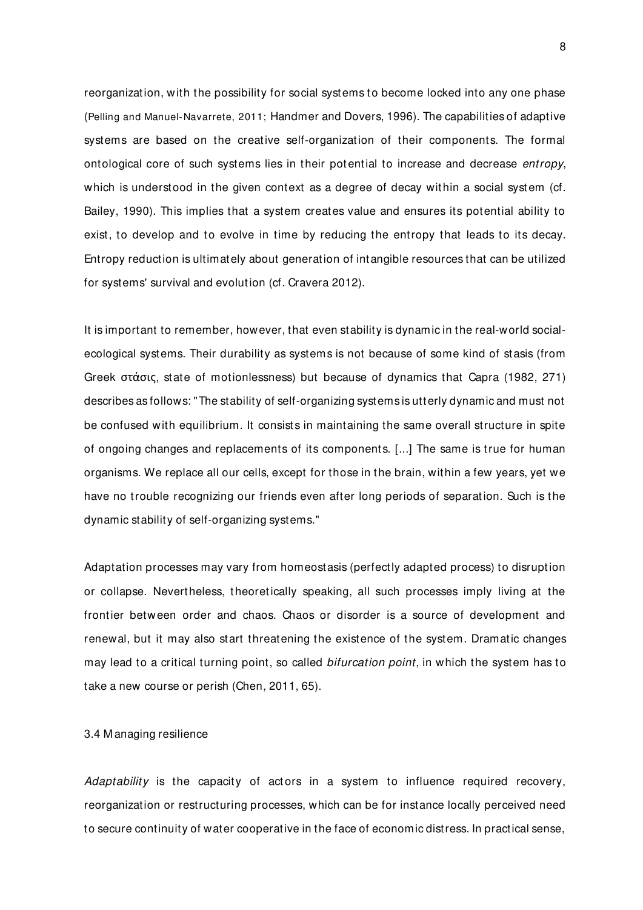reorganization, with the possibility for social systems to become locked into any one phase (Pelling and Manuel-Navarrete, 2011; Handmer and Dovers, 1996). The capabilities of adaptive systems are based on the creative self-organization of their components. The formal ontological core of such systems lies in their potential to increase and decrease *entropy*, which is understood in the given context as a degree of decay within a social system (cf. Bailey, 1990). This implies that a system creates value and ensures its potential ability to exist, to develop and to evolve in time by reducing the entropy that leads to its decay. Entropy reduction is ultimately about generation of intangible resources that can be utilized for systems' survival and evolution (cf. Cravera 2012).

It is important to remember, however, that even stability is dynamic in the real-world social-ecological systems. Their durability as systems is not because of some kind of stasis (from Greek στάσις, state of motionlessness) but because of dynamics that Capra (1982, 271) describes as follows: "The stability of self-organizing systems is utterly dynamic and must not be confused with equilibrium. It consists in maintaining the same overall structure in spite of ongoing changes and replacements of its components. [...] The same is true for human organisms. We replace all our cells, except for those in the brain, within a few years, yet we have no trouble recognizing our friends even after long periods of separation. Such is the dynamic stability of self-organizing systems."

Adaptation processes may vary from homeostasis (perfectly adapted process) to disruption or collapse. Nevertheless, theoretically speaking, all such processes imply living at the frontier between order and chaos. Chaos or disorder is a source of development and renewal, but it may also start threatening the existence of the system. Dramatic changes may lead to a critical turning point, so called *bifurcation point*, in which the system has to take a new course or perish (Chen, 2011, 65).

### 3.4 Managing resilience

*Adaptability* is the capacity of actors in a system to influence required recovery, reorganization or restructuring processes, which can be for instance locally perceived need to secure continuity of water cooperative in the face of economic distress. In practical sense,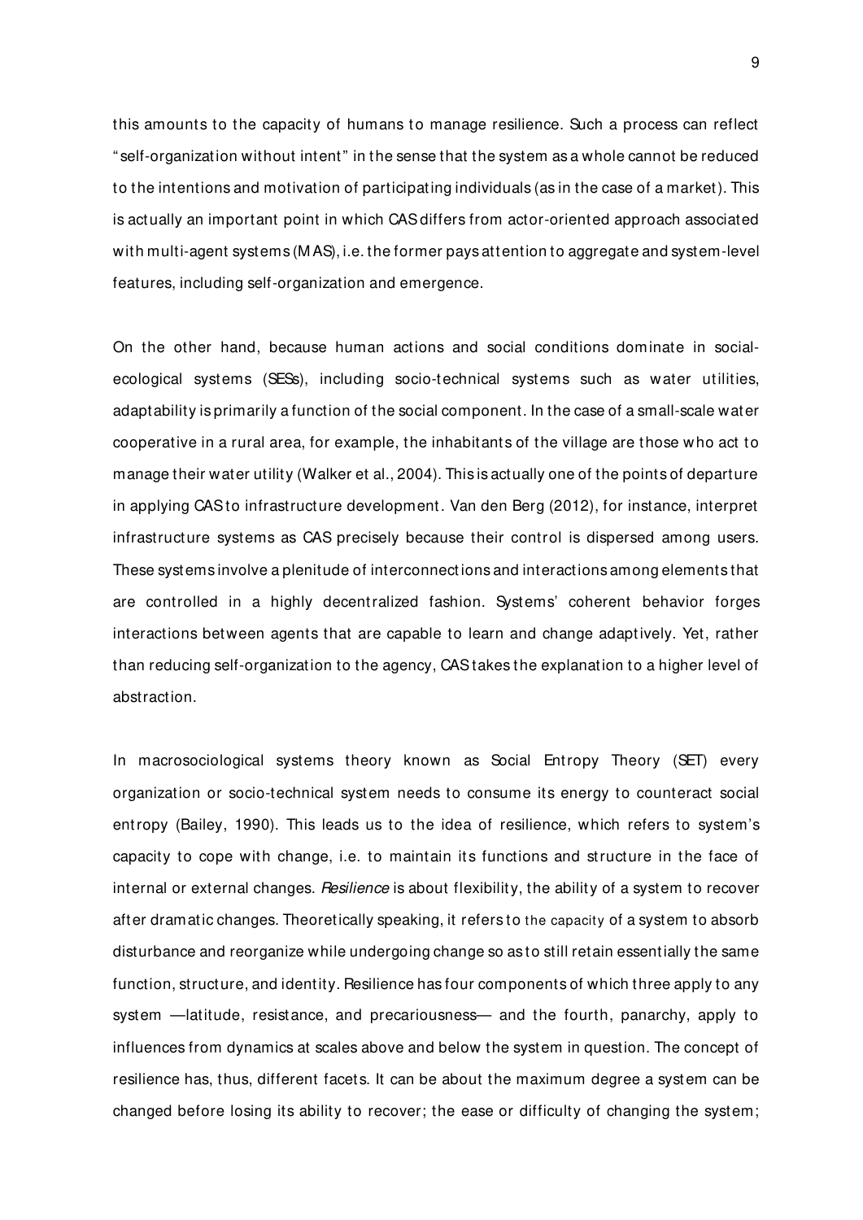this amounts to the capacity of humans to manage resilience. Such a process can reflect "self-organization without intent" in the sense that the system as a whole cannot be reduced to the intentions and motivation of participating individuals (as in the case of a market). This is actually an important point in which CAS differs from actor-oriented approach associated with multi-agent systems (MAS), i.e. the former pays attention to aggregate and system-level features, including self-organization and emergence.

On the other hand, because human actions and social conditions dominate in social-ecological systems (SESs), including socio-technical systems such as water utilities, adaptability is primarily a function of the social component. In the case of a small-scale water cooperative in a rural area, for example, the inhabitants of the village are those who act to manage their water utility (Walker et al., 2004). This is actually one of the points of departure in applying CAS to infrastructure development. Van den Berg (2012), for instance, interpret infrastructure systems as CAS precisely because their control is dispersed among users. These systems involve a plenitude of interconnections and interactions among elements that are controlled in a highly decentralized fashion. Systems' coherent behavior forges interactions between agents that are capable to learn and change adaptively. Yet, rather than reducing self-organization to the agency, CAS takes the explanation to a higher level of abstraction.

In macrosociological systems theory known as Social Entropy Theory (SET) every organization or socio-technical system needs to consume its energy to counteract social entropy (Bailey, 1990). This leads us to the idea of resilience, which refers to system's capacity to cope with change, i.e. to maintain its functions and structure in the face of internal or external changes. *Resilience* is about flexibility, the ability of a system to recover after dramatic changes. Theoretically speaking, it refers to the capacity of a system to absorb disturbance and reorganize while undergoing change so as to still retain essentially the same function, structure, and identity. Resilience has four components of which three apply to any system —latitude, resistance, and precariousness— and the fourth, panarchy, apply to influences from dynamics at scales above and below the system in question. The concept of resilience has, thus, different facets. It can be about the maximum degree a system can be changed before losing its ability to recover; the ease or difficulty of changing the system;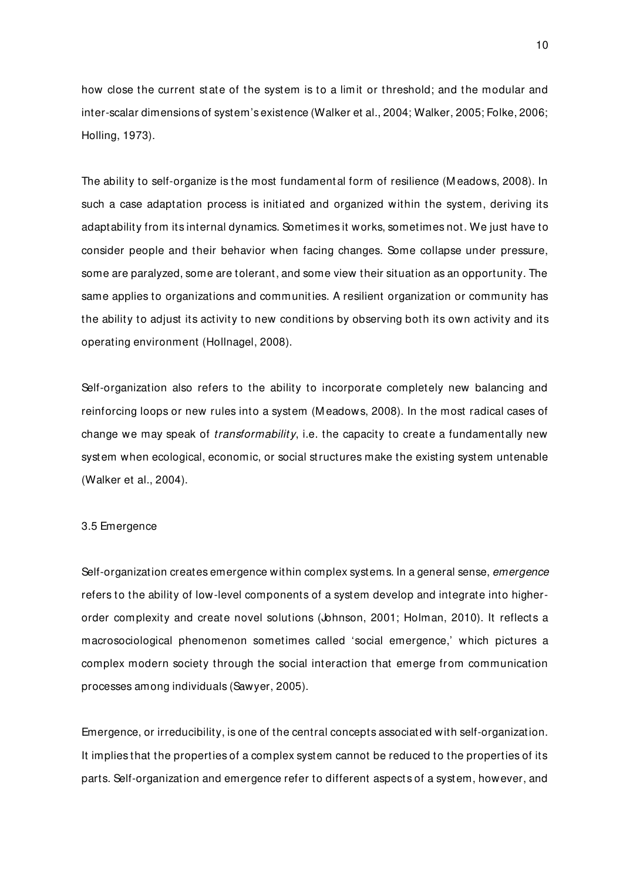how close the current state of the system is to a limit or threshold; and the modular and inter-scalar dimensions of system's existence (Walker et al., 2004; Walker, 2005; Folke, 2006; Holling, 1973).

The ability to self-organize is the most fundamental form of resilience (Meadows, 2008). In such a case adaptation process is initiated and organized within the system, deriving its adaptability from its internal dynamics. Sometimes it works, sometimes not. We just have to consider people and their behavior when facing changes. Some collapse under pressure, some are paralyzed, some are tolerant, and some view their situation as an opportunity. The same applies to organizations and communities. A resilient organization or community has the ability to adjust its activity to new conditions by observing both its own activity and its operating environment (Hollnagel, 2008).

Self-organization also refers to the ability to incorporate completely new balancing and reinforcing loops or new rules into a system (Meadows, 2008). In the most radical cases of change we may speak of *transformability*, i.e. the capacity to create a fundamentally new system when ecological, economic, or social structures make the existing system untenable (Walker et al., 2004).

## 3.5 Emergence

Self-organization creates emergence within complex systems. In a general sense, *emergence* refers to the ability of low-level components of a system develop and integrate into higher-order complexity and create novel solutions (Johnson, 2001; Holman, 2010). It reflects a macrosociological phenomenon sometimes called 'social emergence,' which pictures a complex modern society through the social interaction that emerge from communication processes among individuals (Sawyer, 2005).

Emergence, or irreducibility, is one of the central concepts associated with self-organization. It implies that the properties of a complex system cannot be reduced to the properties of its parts. Self-organization and emergence refer to different aspects of a system, however, and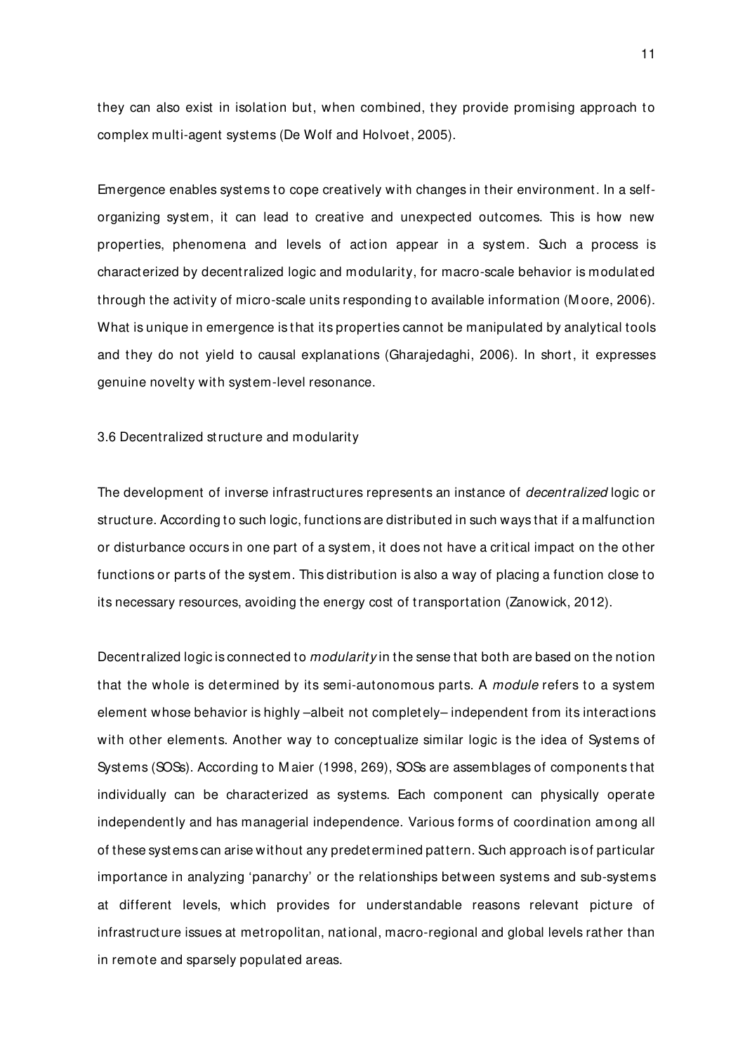they can also exist in isolation but, when combined, they provide promising approach to complex multi-agent systems (De Wolf and Holvoet, 2005).

Emergence enables systems to cope creatively with changes in their environment. In a self-organizing system, it can lead to creative and unexpected outcomes. This is how new properties, phenomena and levels of action appear in a system. Such a process is characterized by decentralized logic and modularity, for macro-scale behavior is modulated through the activity of micro-scale units responding to available information (Moore, 2006). What is unique in emergence is that its properties cannot be manipulated by analytical tools and they do not yield to causal explanations (Gharajedaghi, 2006). In short, it expresses genuine novelty with system-level resonance.

### 3.6 Decentralized structure and modularity

The development of inverse infrastructures represents an instance of *decentralized* logic or structure. According to such logic, functions are distributed in such ways that if a malfunction or disturbance occurs in one part of a system, it does not have a critical impact on the other functions or parts of the system. This distribution is also a way of placing a function close to its necessary resources, avoiding the energy cost of transportation (Zanowick, 2012).

Decentralized logic is connected to *modularity* in the sense that both are based on the notion that the whole is determined by its semi-autonomous parts. A *module* refers to a system element whose behavior is highly –albeit not completely– independent from its interactions with other elements. Another way to conceptualize similar logic is the idea of Systems of Systems (SOSs). According to Maier (1998, 269), SOSs are assemblages of components that individually can be characterized as systems. Each component can physically operate independently and has managerial independence. Various forms of coordination among all of these systems can arise without any predetermined pattern. Such approach is of particular importance in analyzing 'panarchy' or the relationships between systems and sub-systems at different levels, which provides for understandable reasons relevant picture of infrastructure issues at metropolitan, national, macro-regional and global levels rather than in remote and sparsely populated areas.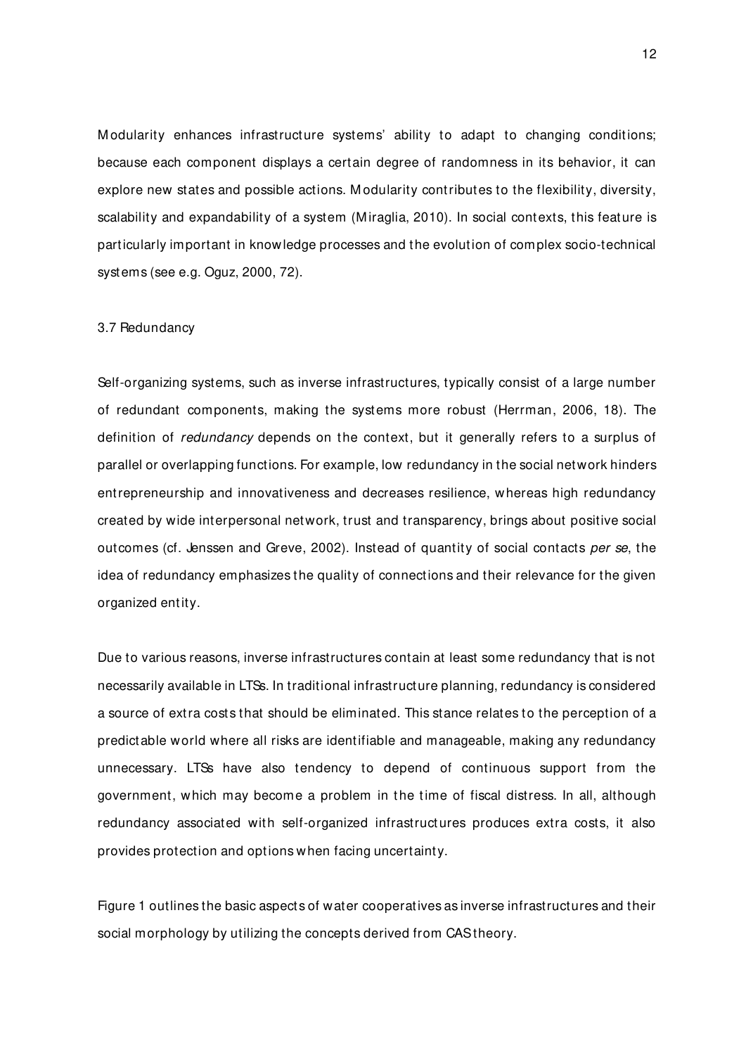Modularity enhances infrastructure systems' ability to adapt to changing conditions; because each component displays a certain degree of randomness in its behavior, it can explore new states and possible actions. Modularity contributes to the flexibility, diversity, scalability and expandability of a system (Miraglia, 2010). In social contexts, this feature is particularly important in knowledge processes and the evolution of complex socio-technical systems (see e.g. Oguz, 2000, 72).

### 3.7 Redundancy

Self-organizing systems, such as inverse infrastructures, typically consist of a large number of redundant components, making the systems more robust (Herrman, 2006, 18). The definition of *redundancy* depends on the context, but it generally refers to a surplus of parallel or overlapping functions. For example, low redundancy in the social network hinders entrepreneurship and innovativeness and decreases resilience, whereas high redundancy created by wide interpersonal network, trust and transparency, brings about positive social outcomes (cf. Jenssen and Greve, 2002). Instead of quantity of social contacts *per se*, the idea of redundancy emphasizes the quality of connections and their relevance for the given organized entity.

Due to various reasons, inverse infrastructures contain at least some redundancy that is not necessarily available in LTSs. In traditional infrastructure planning, redundancy is considered a source of extra costs that should be eliminated. This stance relates to the perception of a predictable world where all risks are identifiable and manageable, making any redundancy unnecessary. LTSs have also tendency to depend of continuous support from the government, which may become a problem in the time of fiscal distress. In all, although redundancy associated with self-organized infrastructures produces extra costs, it also provides protection and options when facing uncertainty.

Figure 1 outlines the basic aspects of water cooperatives as inverse infrastructures and their social morphology by utilizing the concepts derived from CAS theory.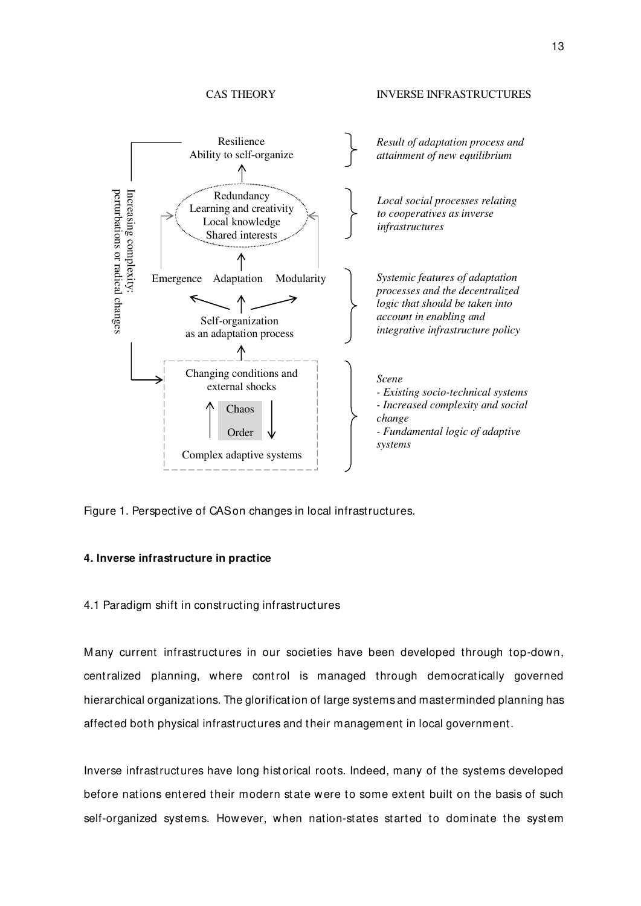CAS THEORY

INVERSE INFRASTRUCTURES

Resilience
Ability to self-organize

*Result of adaptation process and attainment of new equilibrium*

Redundancy
Learning and creativity
Local knowledge
Shared interests

*Local social processes relating to cooperatives as inverse infrastructures*

Emergence Adaptation Modularity

Self-organization
as an adaptation process

*Systemic features of adaptation processes and the decentralized logic that should be taken into account in enabling and integrative infrastructure policy*

Changing conditions and external shocks

Chaos

Order

Complex adaptive systems

*Scene*
*- Existing socio-technical systems*
*- Increased complexity and social change*
*- Fundamental logic of adaptive systems*

Increasing complexity: perturbations or radical changes

Figure 1. Perspective of CAS on changes in local infrastructures.

### 4. Inverse infrastructure in practice

4.1 Paradigm shift in constructing infrastructures

Many current infrastructures in our societies have been developed through top-down, centralized planning, where control is managed through democratically governed hierarchical organizations. The glorification of large systems and masterminded planning has affected both physical infrastructures and their management in local government.

Inverse infrastructures have long historical roots. Indeed, many of the systems developed before nations entered their modern state were to some extent built on the basis of such self-organized systems. However, when nation-states started to dominate the system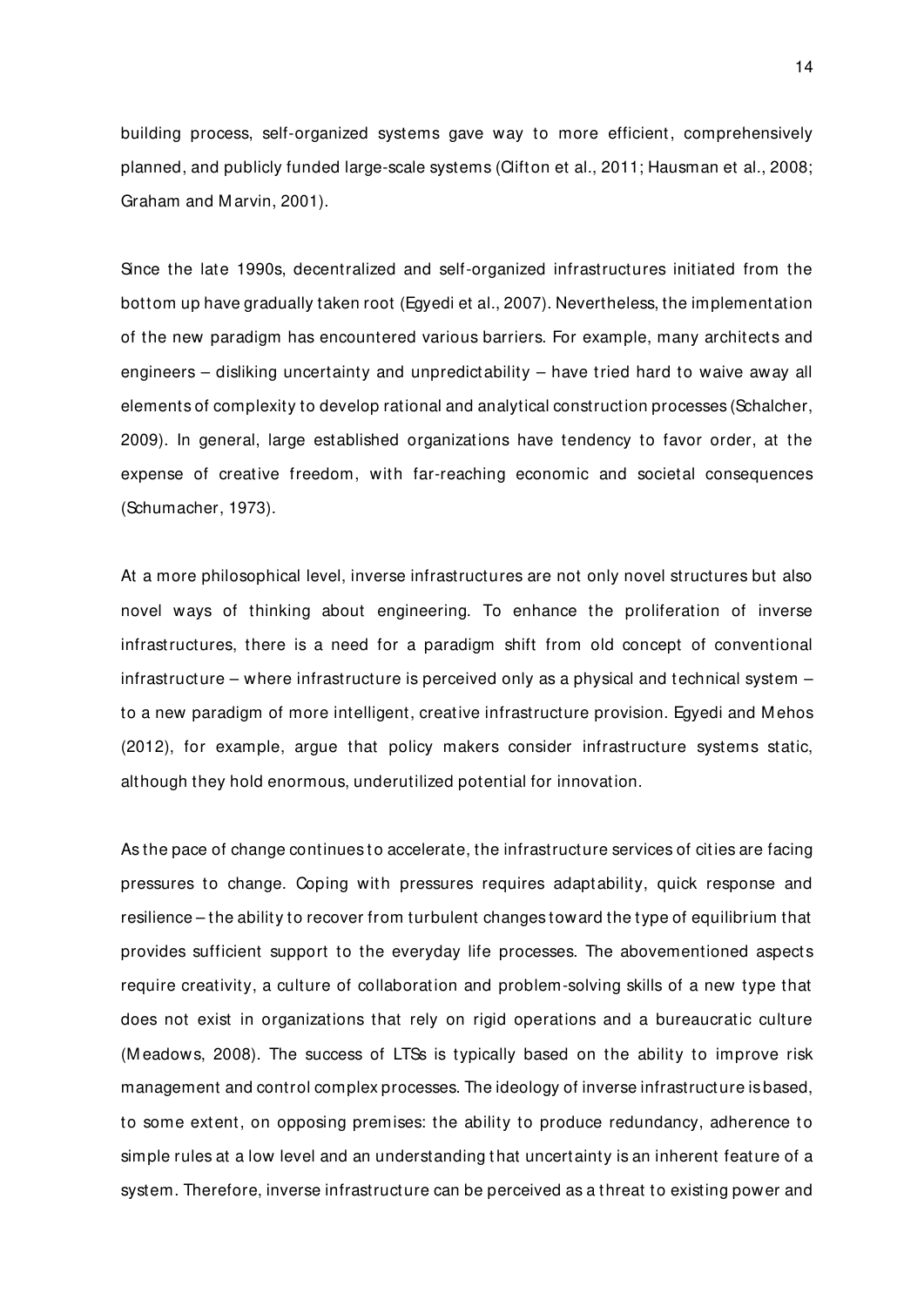building process, self-organized systems gave way to more efficient, comprehensively planned, and publicly funded large-scale systems (Clifton et al., 2011; Hausman et al., 2008; Graham and Marvin, 2001).

Since the late 1990s, decentralized and self-organized infrastructures initiated from the bottom up have gradually taken root (Egyedi et al., 2007). Nevertheless, the implementation of the new paradigm has encountered various barriers. For example, many architects and engineers – disliking uncertainty and unpredictability – have tried hard to waive away all elements of complexity to develop rational and analytical construction processes (Schalcher, 2009). In general, large established organizations have tendency to favor order, at the expense of creative freedom, with far-reaching economic and societal consequences (Schumacher, 1973).

At a more philosophical level, inverse infrastructures are not only novel structures but also novel ways of thinking about engineering. To enhance the proliferation of inverse infrastructures, there is a need for a paradigm shift from old concept of conventional infrastructure – where infrastructure is perceived only as a physical and technical system – to a new paradigm of more intelligent, creative infrastructure provision. Egyedi and Mehos (2012), for example, argue that policy makers consider infrastructure systems static, although they hold enormous, underutilized potential for innovation.

As the pace of change continues to accelerate, the infrastructure services of cities are facing pressures to change. Coping with pressures requires adaptability, quick response and resilience – the ability to recover from turbulent changes toward the type of equilibrium that provides sufficient support to the everyday life processes. The abovementioned aspects require creativity, a culture of collaboration and problem-solving skills of a new type that does not exist in organizations that rely on rigid operations and a bureaucratic culture (Meadows, 2008). The success of LTSs is typically based on the ability to improve risk management and control complex processes. The ideology of inverse infrastructure is based, to some extent, on opposing premises: the ability to produce redundancy, adherence to simple rules at a low level and an understanding that uncertainty is an inherent feature of a system. Therefore, inverse infrastructure can be perceived as a threat to existing power and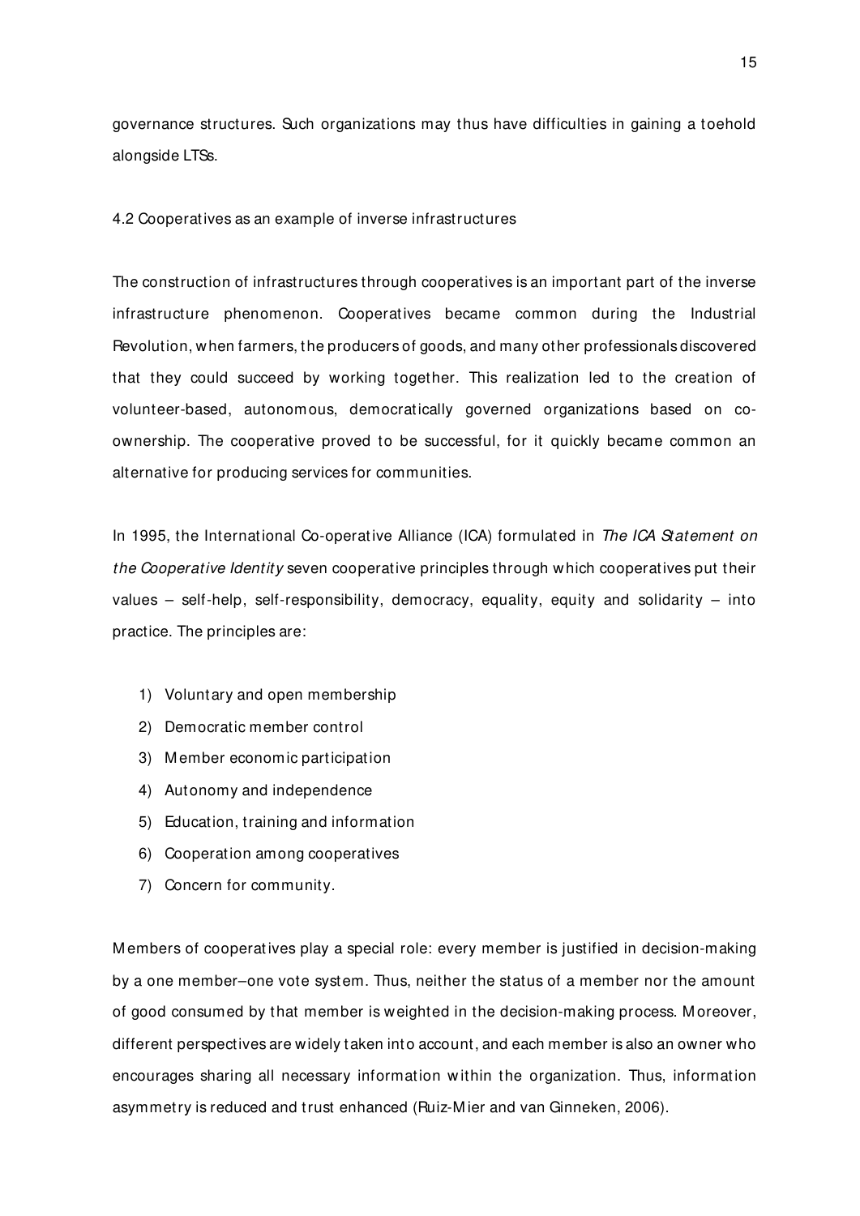governance structures. Such organizations may thus have difficulties in gaining a toehold alongside LTSs.

## 4.2 Cooperatives as an example of inverse infrastructures

The construction of infrastructures through cooperatives is an important part of the inverse infrastructure phenomenon. Cooperatives became common during the Industrial Revolution, when farmers, the producers of goods, and many other professionals discovered that they could succeed by working together. This realization led to the creation of volunteer-based, autonomous, democratically governed organizations based on co-ownership. The cooperative proved to be successful, for it quickly became common an alternative for producing services for communities.

In 1995, the International Co-operative Alliance (ICA) formulated in *The ICA Statement on the Cooperative Identity* seven cooperative principles through which cooperatives put their values – self-help, self-responsibility, democracy, equality, equity and solidarity – into practice. The principles are:

1) Voluntary and open membership
2) Democratic member control
3) Member economic participation
4) Autonomy and independence
5) Education, training and information
6) Cooperation among cooperatives
7) Concern for community.

Members of cooperatives play a special role: every member is justified in decision-making by a one member–one vote system. Thus, neither the status of a member nor the amount of good consumed by that member is weighted in the decision-making process. Moreover, different perspectives are widely taken into account, and each member is also an owner who encourages sharing all necessary information within the organization. Thus, information asymmetry is reduced and trust enhanced (Ruiz-Mier and van Ginneken, 2006).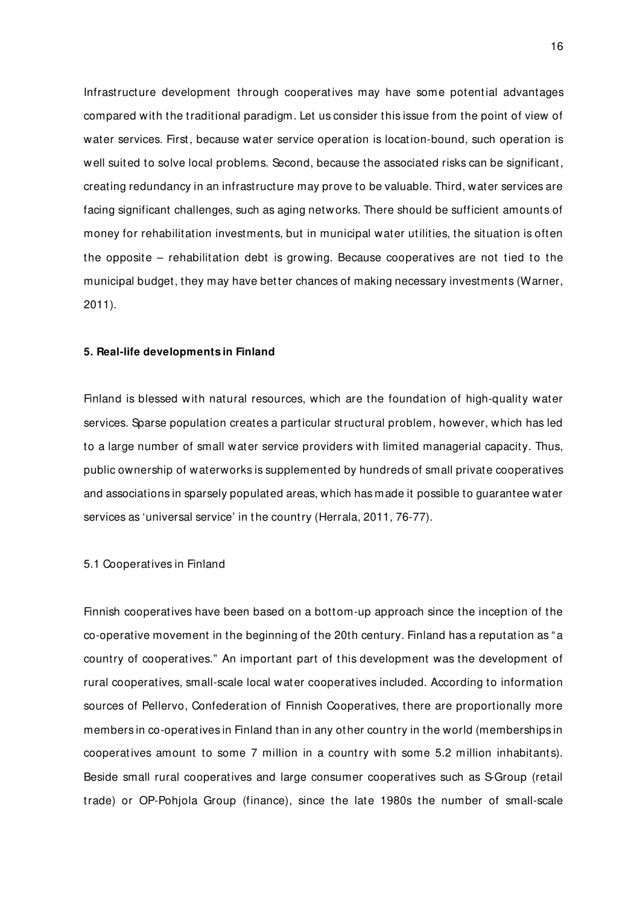Infrastructure development through cooperatives may have some potential advantages compared with the traditional paradigm. Let us consider this issue from the point of view of water services. First, because water service operation is location-bound, such operation is well suited to solve local problems. Second, because the associated risks can be significant, creating redundancy in an infrastructure may prove to be valuable. Third, water services are facing significant challenges, such as aging networks. There should be sufficient amounts of money for rehabilitation investments, but in municipal water utilities, the situation is often the opposite – rehabilitation debt is growing. Because cooperatives are not tied to the municipal budget, they may have better chances of making necessary investments (Warner, 2011).

## 5. Real-life developments in Finland

Finland is blessed with natural resources, which are the foundation of high-quality water services. Sparse population creates a particular structural problem, however, which has led to a large number of small water service providers with limited managerial capacity. Thus, public ownership of waterworks is supplemented by hundreds of small private cooperatives and associations in sparsely populated areas, which has made it possible to guarantee water services as 'universal service' in the country (Herrala, 2011, 76-77).

### 5.1 Cooperatives in Finland

Finnish cooperatives have been based on a bottom-up approach since the inception of the co-operative movement in the beginning of the 20th century. Finland has a reputation as "a country of cooperatives." An important part of this development was the development of rural cooperatives, small-scale local water cooperatives included. According to information sources of Pellervo, Confederation of Finnish Cooperatives, there are proportionally more members in co-operatives in Finland than in any other country in the world (memberships in cooperatives amount to some 7 million in a country with some 5.2 million inhabitants). Beside small rural cooperatives and large consumer cooperatives such as S-Group (retail trade) or OP-Pohjola Group (finance), since the late 1980s the number of small-scale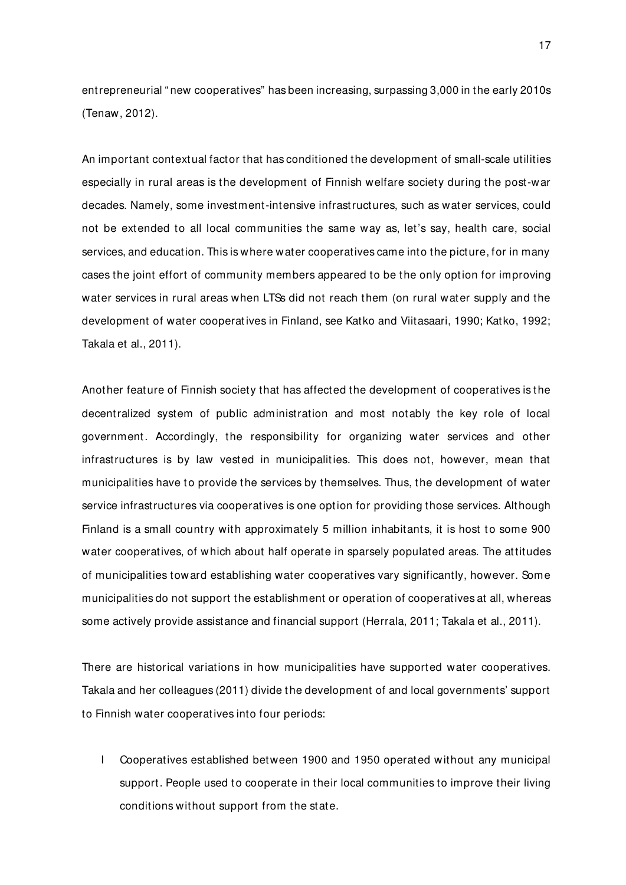entrepreneurial "new cooperatives" has been increasing, surpassing 3,000 in the early 2010s (Tenaw, 2012).

An important contextual factor that has conditioned the development of small-scale utilities especially in rural areas is the development of Finnish welfare society during the post-war decades. Namely, some investment-intensive infrastructures, such as water services, could not be extended to all local communities the same way as, let's say, health care, social services, and education. This is where water cooperatives came into the picture, for in many cases the joint effort of community members appeared to be the only option for improving water services in rural areas when LTSs did not reach them (on rural water supply and the development of water cooperatives in Finland, see Katko and Viitasaari, 1990; Katko, 1992; Takala et al., 2011).

Another feature of Finnish society that has affected the development of cooperatives is the decentralized system of public administration and most notably the key role of local government. Accordingly, the responsibility for organizing water services and other infrastructures is by law vested in municipalities. This does not, however, mean that municipalities have to provide the services by themselves. Thus, the development of water service infrastructures via cooperatives is one option for providing those services. Although Finland is a small country with approximately 5 million inhabitants, it is host to some 900 water cooperatives, of which about half operate in sparsely populated areas. The attitudes of municipalities toward establishing water cooperatives vary significantly, however. Some municipalities do not support the establishment or operation of cooperatives at all, whereas some actively provide assistance and financial support (Herrala, 2011; Takala et al., 2011).

There are historical variations in how municipalities have supported water cooperatives. Takala and her colleagues (2011) divide the development of and local governments' support to Finnish water cooperatives into four periods:

I Cooperatives established between 1900 and 1950 operated without any municipal support. People used to cooperate in their local communities to improve their living conditions without support from the state.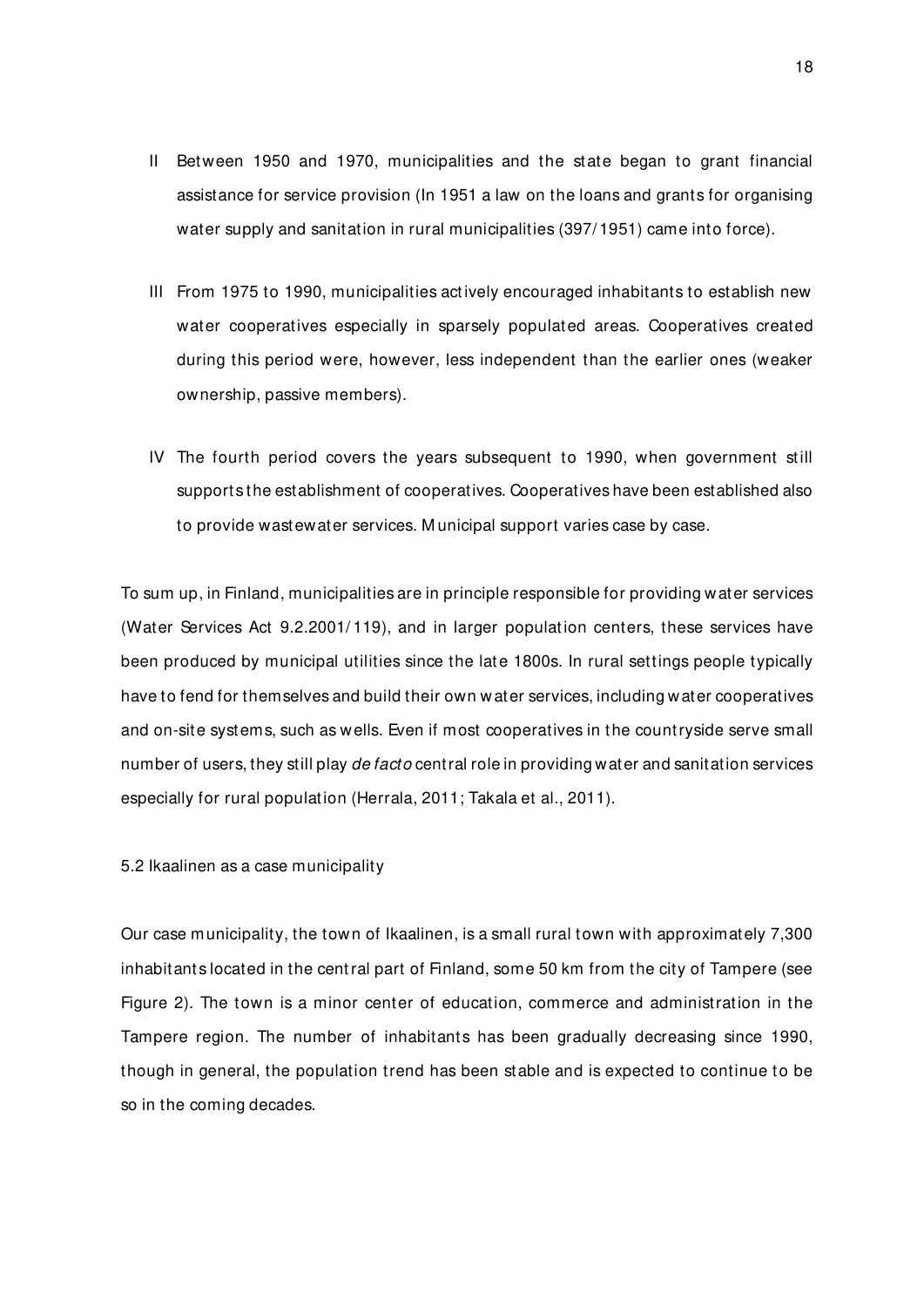II Between 1950 and 1970, municipalities and the state began to grant financial assistance for service provision (In 1951 a law on the loans and grants for organising water supply and sanitation in rural municipalities (397/1951) came into force).

III From 1975 to 1990, municipalities actively encouraged inhabitants to establish new water cooperatives especially in sparsely populated areas. Cooperatives created during this period were, however, less independent than the earlier ones (weaker ownership, passive members).

IV The fourth period covers the years subsequent to 1990, when government still supports the establishment of cooperatives. Cooperatives have been established also to provide wastewater services. Municipal support varies case by case.

To sum up, in Finland, municipalities are in principle responsible for providing water services (Water Services Act 9.2.2001/119), and in larger population centers, these services have been produced by municipal utilities since the late 1800s. In rural settings people typically have to fend for themselves and build their own water services, including water cooperatives and on-site systems, such as wells. Even if most cooperatives in the countryside serve small number of users, they still play *de facto* central role in providing water and sanitation services especially for rural population (Herrala, 2011; Takala et al., 2011).

5.2 Ikaalinen as a case municipality

Our case municipality, the town of Ikaalinen, is a small rural town with approximately 7,300 inhabitants located in the central part of Finland, some 50 km from the city of Tampere (see Figure 2). The town is a minor center of education, commerce and administration in the Tampere region. The number of inhabitants has been gradually decreasing since 1990, though in general, the population trend has been stable and is expected to continue to be so in the coming decades.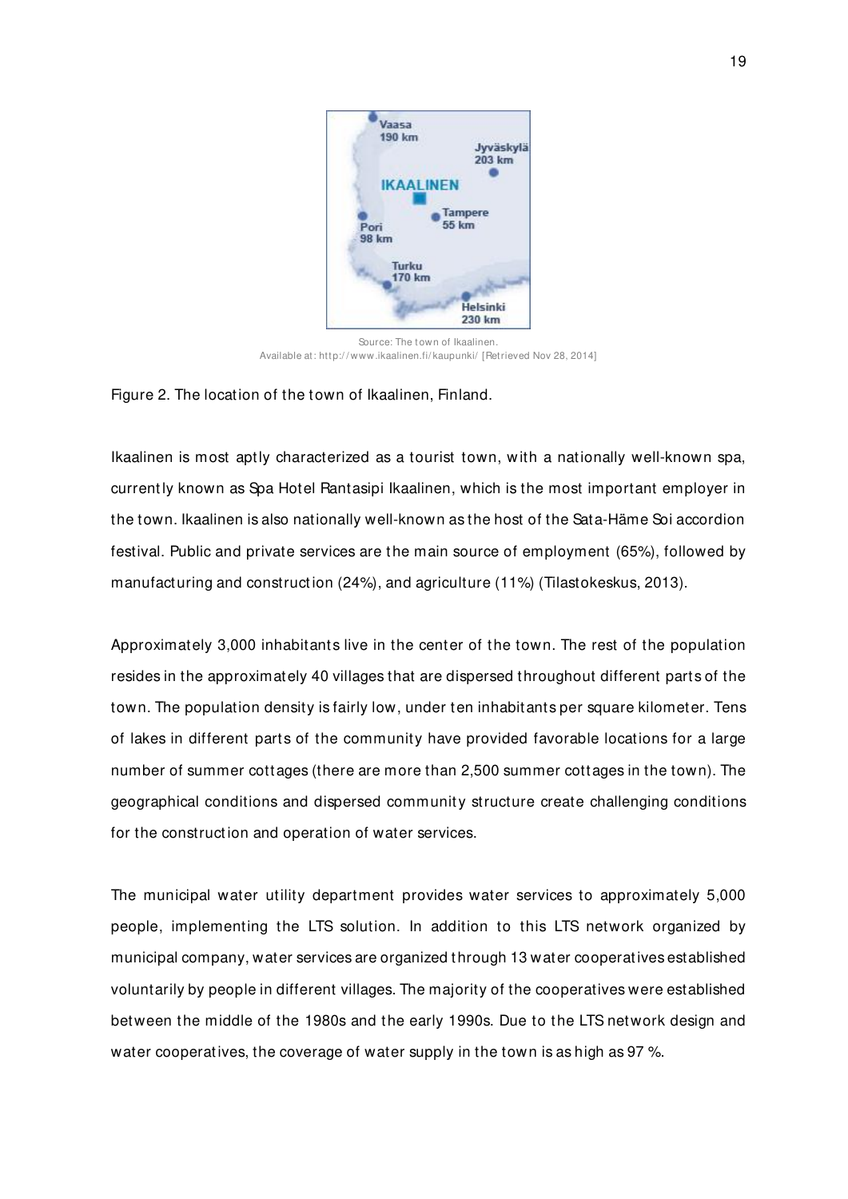Source: The town of Ikaalinen.
Available at: http://www.ikaalinen.fi/kaupunki/ [Retrieved Nov 28, 2014]

Figure 2. The location of the town of Ikaalinen, Finland.

Ikaalinen is most aptly characterized as a tourist town, with a nationally well-known spa, currently known as Spa Hotel Rantasipi Ikaalinen, which is the most important employer in the town. Ikaalinen is also nationally well-known as the host of the Sata-Häme Soi accordion festival. Public and private services are the main source of employment (65%), followed by manufacturing and construction (24%), and agriculture (11%) (Tilastokeskus, 2013).

Approximately 3,000 inhabitants live in the center of the town. The rest of the population resides in the approximately 40 villages that are dispersed throughout different parts of the town. The population density is fairly low, under ten inhabitants per square kilometer. Tens of lakes in different parts of the community have provided favorable locations for a large number of summer cottages (there are more than 2,500 summer cottages in the town). The geographical conditions and dispersed community structure create challenging conditions for the construction and operation of water services.

The municipal water utility department provides water services to approximately 5,000 people, implementing the LTS solution. In addition to this LTS network organized by municipal company, water services are organized through 13 water cooperatives established voluntarily by people in different villages. The majority of the cooperatives were established between the middle of the 1980s and the early 1990s. Due to the LTS network design and water cooperatives, the coverage of water supply in the town is as high as 97 %.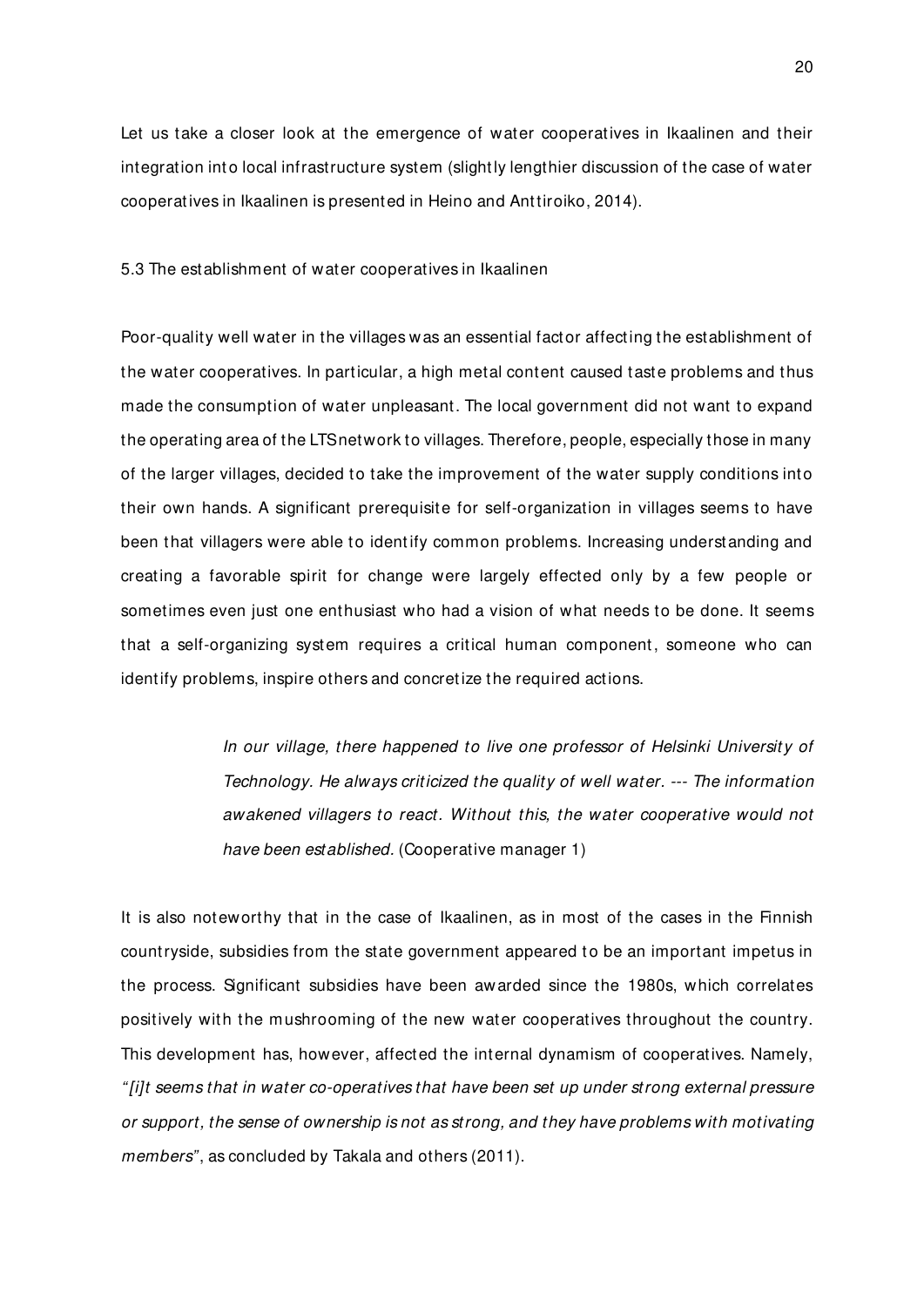Let us take a closer look at the emergence of water cooperatives in Ikaalinen and their integration into local infrastructure system (slightly lengthier discussion of the case of water cooperatives in Ikaalinen is presented in Heino and Anttiroiko, 2014).

### 5.3 The establishment of water cooperatives in Ikaalinen

Poor-quality well water in the villages was an essential factor affecting the establishment of the water cooperatives. In particular, a high metal content caused taste problems and thus made the consumption of water unpleasant. The local government did not want to expand the operating area of the LTS network to villages. Therefore, people, especially those in many of the larger villages, decided to take the improvement of the water supply conditions into their own hands. A significant prerequisite for self-organization in villages seems to have been that villagers were able to identify common problems. Increasing understanding and creating a favorable spirit for change were largely effected only by a few people or sometimes even just one enthusiast who had a vision of what needs to be done. It seems that a self-organizing system requires a critical human component, someone who can identify problems, inspire others and concretize the required actions.

> *In our village, there happened to live one professor of Helsinki University of Technology. He always criticized the quality of well water. --- The information awakened villagers to react. Without this, the water cooperative would not have been established.* (Cooperative manager 1)

It is also noteworthy that in the case of Ikaalinen, as in most of the cases in the Finnish countryside, subsidies from the state government appeared to be an important impetus in the process. Significant subsidies have been awarded since the 1980s, which correlates positively with the mushrooming of the new water cooperatives throughout the country. This development has, however, affected the internal dynamism of cooperatives. Namely, *"[i]t seems that in water co-operatives that have been set up under strong external pressure or support, the sense of ownership is not as strong, and they have problems with motivating members"*, as concluded by Takala and others (2011).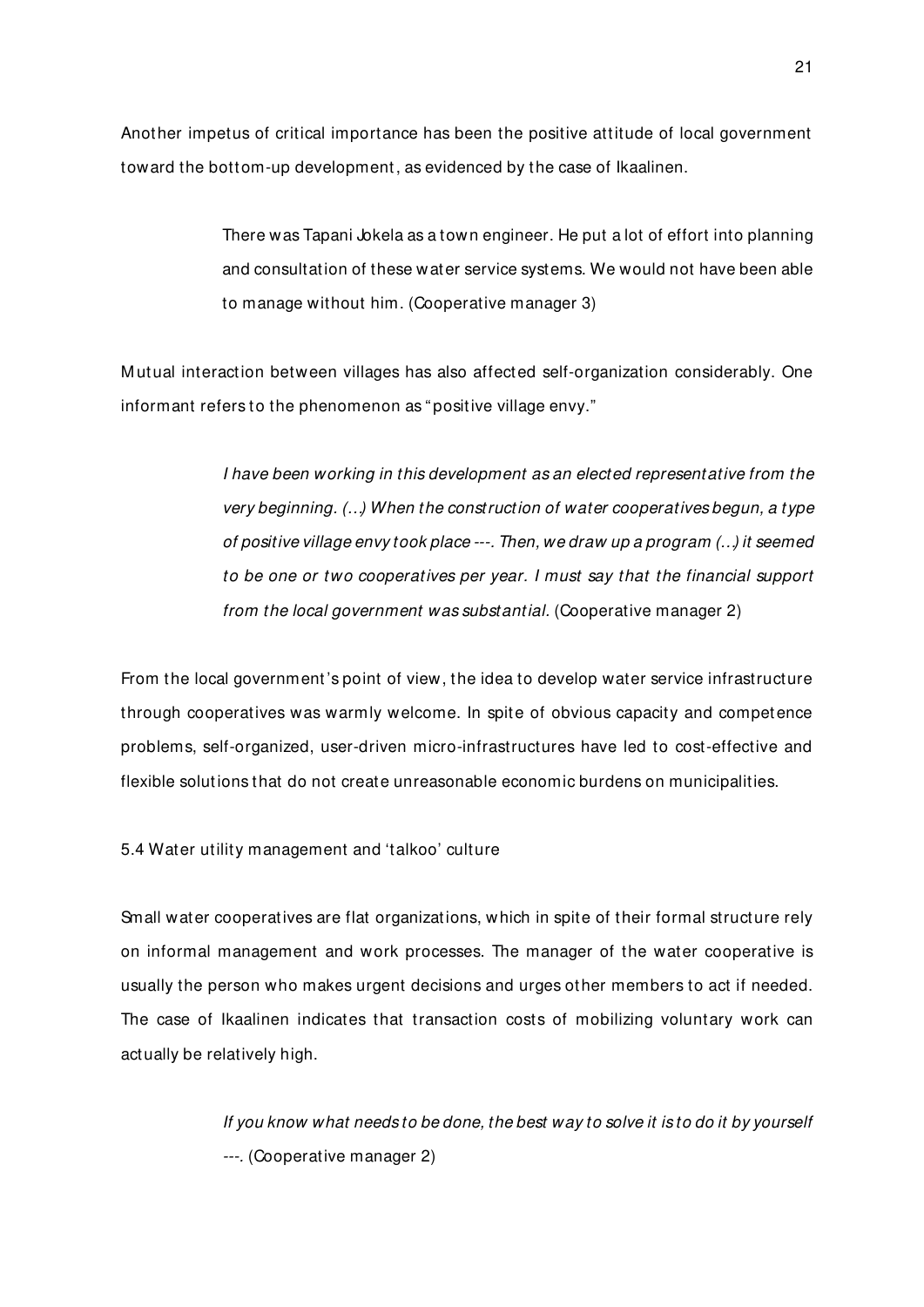Another impetus of critical importance has been the positive attitude of local government toward the bottom-up development, as evidenced by the case of Ikaalinen.

> There was Tapani Jokela as a town engineer. He put a lot of effort into planning and consultation of these water service systems. We would not have been able to manage without him. (Cooperative manager 3)

Mutual interaction between villages has also affected self-organization considerably. One informant refers to the phenomenon as "positive village envy."

> *I have been working in this development as an elected representative from the very beginning. (...) When the construction of water cooperatives begun, a type of positive village envy took place ---. Then, we draw up a program (...) it seemed to be one or two cooperatives per year. I must say that the financial support from the local government was substantial.* (Cooperative manager 2)

From the local government's point of view, the idea to develop water service infrastructure through cooperatives was warmly welcome. In spite of obvious capacity and competence problems, self-organized, user-driven micro-infrastructures have led to cost-effective and flexible solutions that do not create unreasonable economic burdens on municipalities.

5.4 Water utility management and 'talkoo' culture

Small water cooperatives are flat organizations, which in spite of their formal structure rely on informal management and work processes. The manager of the water cooperative is usually the person who makes urgent decisions and urges other members to act if needed. The case of Ikaalinen indicates that transaction costs of mobilizing voluntary work can actually be relatively high.

> *If you know what needs to be done, the best way to solve it is to do it by yourself ---.* (Cooperative manager 2)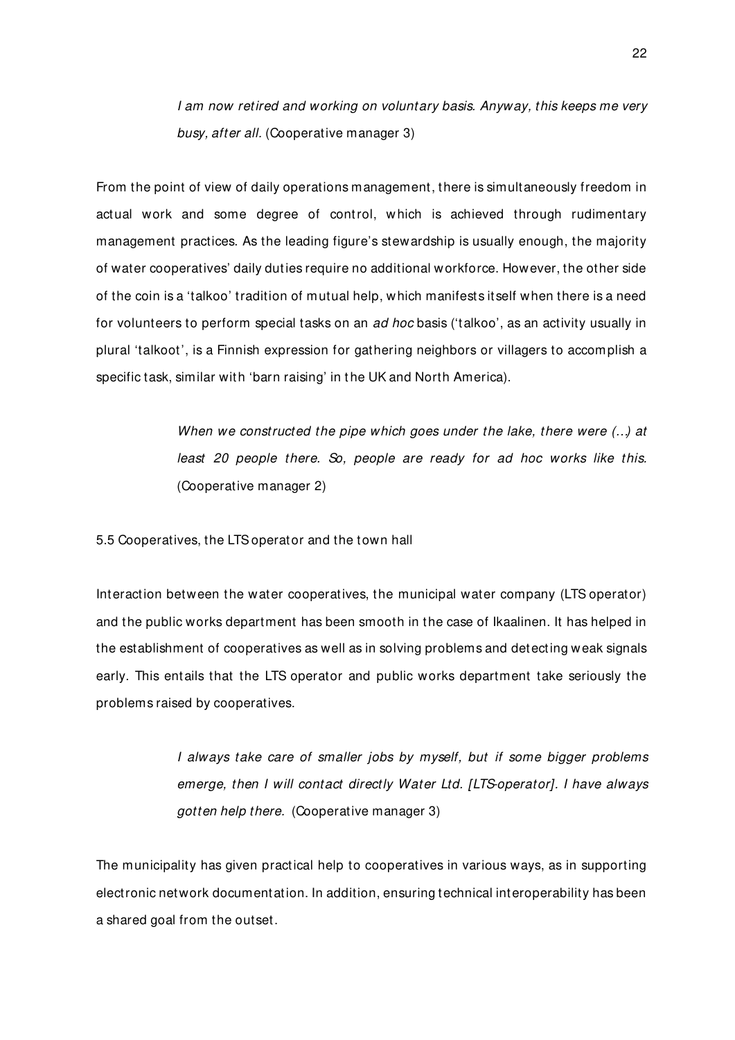> *I am now retired and working on voluntary basis. Anyway, this keeps me very busy, after all.* (Cooperative manager 3)

From the point of view of daily operations management, there is simultaneously freedom in actual work and some degree of control, which is achieved through rudimentary management practices. As the leading figure's stewardship is usually enough, the majority of water cooperatives' daily duties require no additional workforce. However, the other side of the coin is a 'talkoo' tradition of mutual help, which manifests itself when there is a need for volunteers to perform special tasks on an *ad hoc* basis ('talkoo', as an activity usually in plural 'talkoot', is a Finnish expression for gathering neighbors or villagers to accomplish a specific task, similar with 'barn raising' in the UK and North America).

> *When we constructed the pipe which goes under the lake, there were (...) at least 20 people there. So, people are ready for ad hoc works like this.* (Cooperative manager 2)

5.5 Cooperatives, the LTS operator and the town hall

Interaction between the water cooperatives, the municipal water company (LTS operator) and the public works department has been smooth in the case of Ikaalinen. It has helped in the establishment of cooperatives as well as in solving problems and detecting weak signals early. This entails that the LTS operator and public works department take seriously the problems raised by cooperatives.

> *I always take care of smaller jobs by myself, but if some bigger problems emerge, then I will contact directly Water Ltd. [LTS-operator]. I have always gotten help there.* (Cooperative manager 3)

The municipality has given practical help to cooperatives in various ways, as in supporting electronic network documentation. In addition, ensuring technical interoperability has been a shared goal from the outset.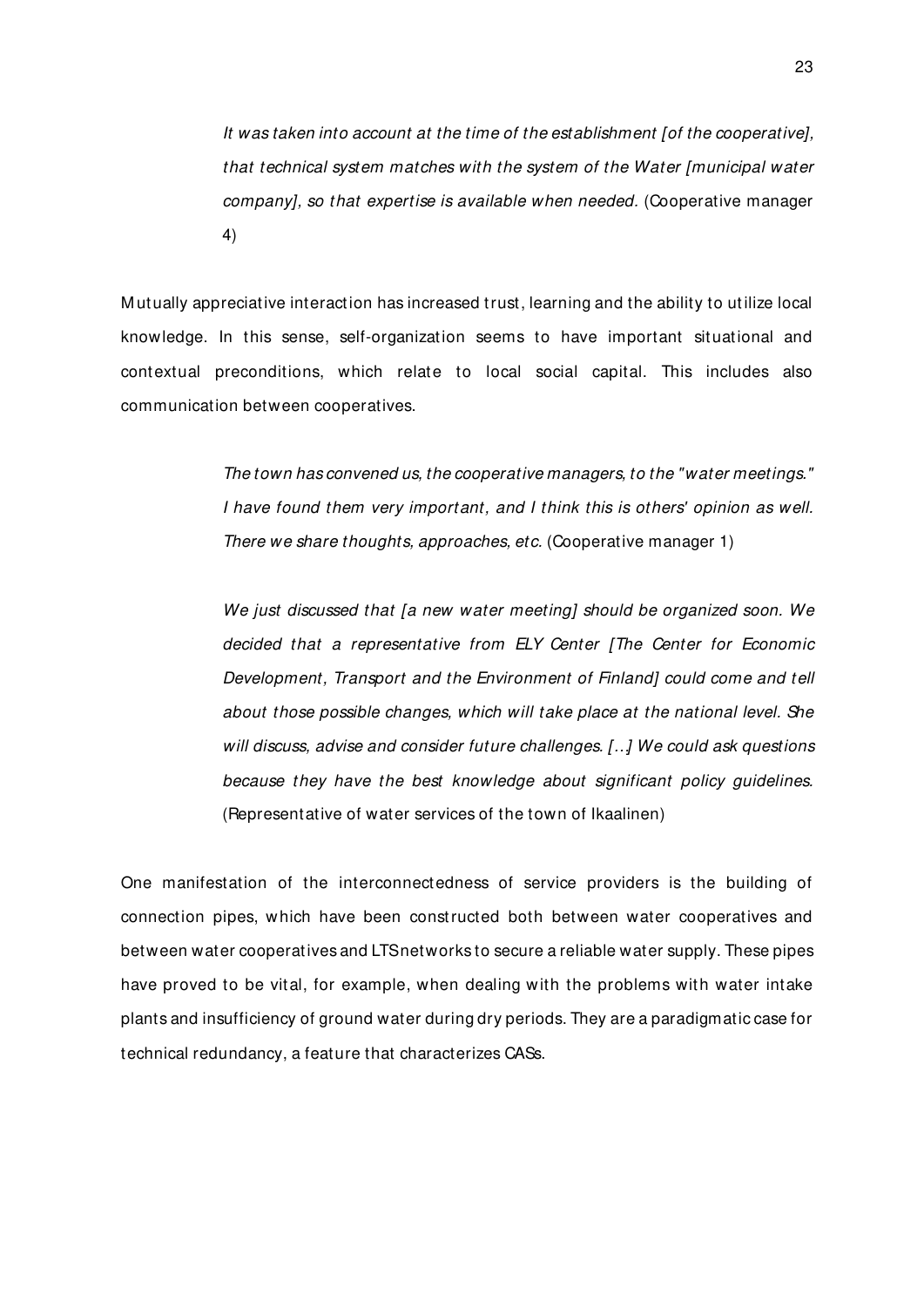> *It was taken into account at the time of the establishment [of the cooperative], that technical system matches with the system of the Water [municipal water company], so that expertise is available when needed.* (Cooperative manager 4)

Mutually appreciative interaction has increased trust, learning and the ability to utilize local knowledge. In this sense, self-organization seems to have important situational and contextual preconditions, which relate to local social capital. This includes also communication between cooperatives.

> *The town has convened us, the cooperative managers, to the "water meetings." I have found them very important, and I think this is others' opinion as well. There we share thoughts, approaches, etc.* (Cooperative manager 1)

> *We just discussed that [a new water meeting] should be organized soon. We decided that a representative from ELY Center [The Center for Economic Development, Transport and the Environment of Finland] could come and tell about those possible changes, which will take place at the national level. She will discuss, advise and consider future challenges. [...] We could ask questions because they have the best knowledge about significant policy guidelines.* (Representative of water services of the town of Ikaalinen)

One manifestation of the interconnectedness of service providers is the building of connection pipes, which have been constructed both between water cooperatives and between water cooperatives and LTS networks to secure a reliable water supply. These pipes have proved to be vital, for example, when dealing with the problems with water intake plants and insufficiency of ground water during dry periods. They are a paradigmatic case for technical redundancy, a feature that characterizes CASs.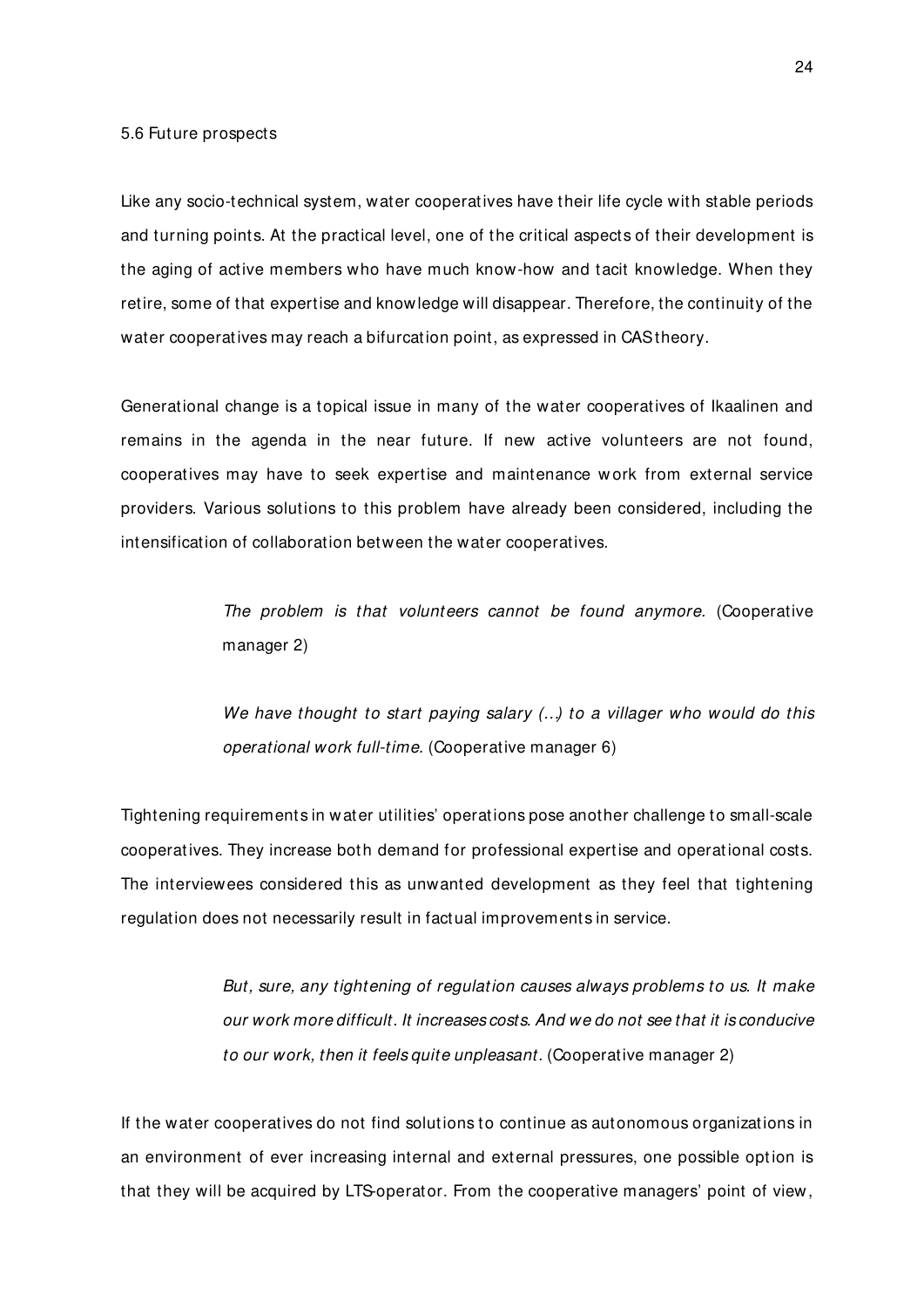### 5.6 Future prospects

Like any socio-technical system, water cooperatives have their life cycle with stable periods and turning points. At the practical level, one of the critical aspects of their development is the aging of active members who have much know-how and tacit knowledge. When they retire, some of that expertise and knowledge will disappear. Therefore, the continuity of the water cooperatives may reach a bifurcation point, as expressed in CAS theory.

Generational change is a topical issue in many of the water cooperatives of Ikaalinen and remains in the agenda in the near future. If new active volunteers are not found, cooperatives may have to seek expertise and maintenance work from external service providers. Various solutions to this problem have already been considered, including the intensification of collaboration between the water cooperatives.

> *The problem is that volunteers cannot be found anymore.* (Cooperative manager 2)

> *We have thought to start paying salary (…) to a villager who would do this operational work full-time.* (Cooperative manager 6)

Tightening requirements in water utilities' operations pose another challenge to small-scale cooperatives. They increase both demand for professional expertise and operational costs. The interviewees considered this as unwanted development as they feel that tightening regulation does not necessarily result in factual improvements in service.

> *But, sure, any tightening of regulation causes always problems to us. It make our work more difficult. It increases costs. And we do not see that it is conducive to our work, then it feels quite unpleasant.* (Cooperative manager 2)

If the water cooperatives do not find solutions to continue as autonomous organizations in an environment of ever increasing internal and external pressures, one possible option is that they will be acquired by LTS-operator. From the cooperative managers' point of view,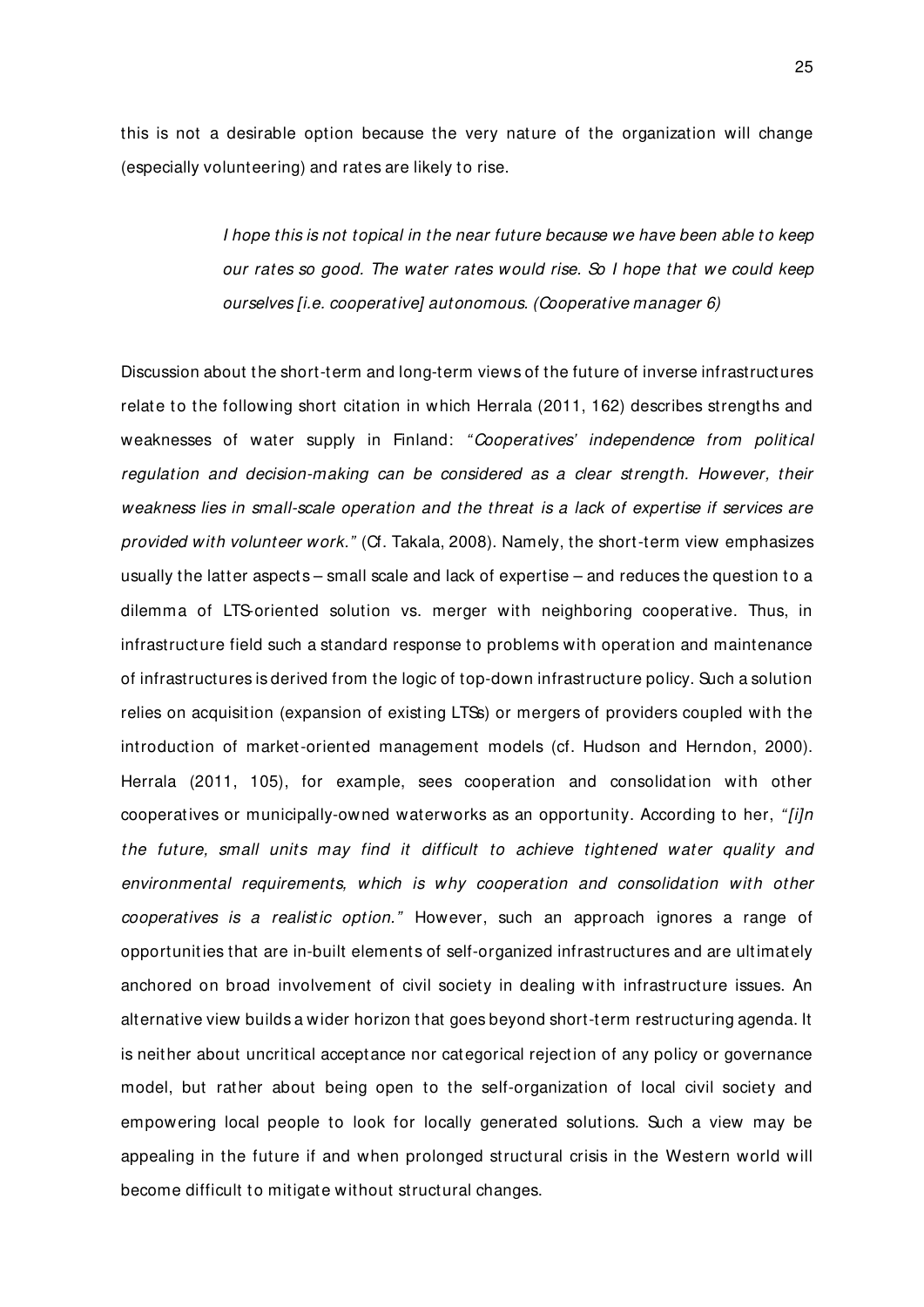this is not a desirable option because the very nature of the organization will change (especially volunteering) and rates are likely to rise.

> *I hope this is not topical in the near future because we have been able to keep our rates so good. The water rates would rise. So I hope that we could keep ourselves [i.e. cooperative] autonomous. (Cooperative manager 6)*

Discussion about the short-term and long-term views of the future of inverse infrastructures relate to the following short citation in which Herrala (2011, 162) describes strengths and weaknesses of water supply in Finland: *"Cooperatives' independence from political regulation and decision-making can be considered as a clear strength. However, their weakness lies in small-scale operation and the threat is a lack of expertise if services are provided with volunteer work."* (Cf. Takala, 2008). Namely, the short-term view emphasizes usually the latter aspects – small scale and lack of expertise – and reduces the question to a dilemma of LTS-oriented solution vs. merger with neighboring cooperative. Thus, in infrastructure field such a standard response to problems with operation and maintenance of infrastructures is derived from the logic of top-down infrastructure policy. Such a solution relies on acquisition (expansion of existing LTSs) or mergers of providers coupled with the introduction of market-oriented management models (cf. Hudson and Herndon, 2000). Herrala (2011, 105), for example, sees cooperation and consolidation with other cooperatives or municipally-owned waterworks as an opportunity. According to her, *"[i]n the future, small units may find it difficult to achieve tightened water quality and environmental requirements, which is why cooperation and consolidation with other cooperatives is a realistic option."* However, such an approach ignores a range of opportunities that are in-built elements of self-organized infrastructures and are ultimately anchored on broad involvement of civil society in dealing with infrastructure issues. An alternative view builds a wider horizon that goes beyond short-term restructuring agenda. It is neither about uncritical acceptance nor categorical rejection of any policy or governance model, but rather about being open to the self-organization of local civil society and empowering local people to look for locally generated solutions. Such a view may be appealing in the future if and when prolonged structural crisis in the Western world will become difficult to mitigate without structural changes.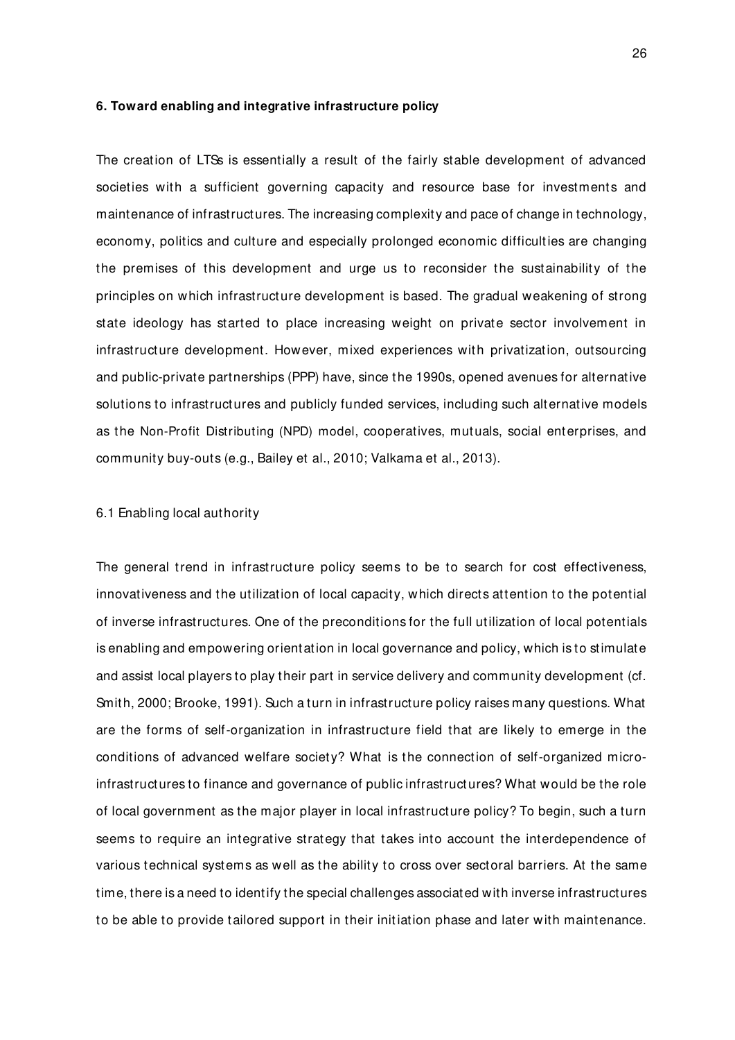## 6. Toward enabling and integrative infrastructure policy

The creation of LTSs is essentially a result of the fairly stable development of advanced societies with a sufficient governing capacity and resource base for investments and maintenance of infrastructures. The increasing complexity and pace of change in technology, economy, politics and culture and especially prolonged economic difficulties are changing the premises of this development and urge us to reconsider the sustainability of the principles on which infrastructure development is based. The gradual weakening of strong state ideology has started to place increasing weight on private sector involvement in infrastructure development. However, mixed experiences with privatization, outsourcing and public-private partnerships (PPP) have, since the 1990s, opened avenues for alternative solutions to infrastructures and publicly funded services, including such alternative models as the Non-Profit Distributing (NPD) model, cooperatives, mutuals, social enterprises, and community buy-outs (e.g., Bailey et al., 2010; Valkama et al., 2013).

### 6.1 Enabling local authority

The general trend in infrastructure policy seems to be to search for cost effectiveness, innovativeness and the utilization of local capacity, which directs attention to the potential of inverse infrastructures. One of the preconditions for the full utilization of local potentials is enabling and empowering orientation in local governance and policy, which is to stimulate and assist local players to play their part in service delivery and community development (cf. Smith, 2000; Brooke, 1991). Such a turn in infrastructure policy raises many questions. What are the forms of self-organization in infrastructure field that are likely to emerge in the conditions of advanced welfare society? What is the connection of self-organized micro-infrastructures to finance and governance of public infrastructures? What would be the role of local government as the major player in local infrastructure policy? To begin, such a turn seems to require an integrative strategy that takes into account the interdependence of various technical systems as well as the ability to cross over sectoral barriers. At the same time, there is a need to identify the special challenges associated with inverse infrastructures to be able to provide tailored support in their initiation phase and later with maintenance.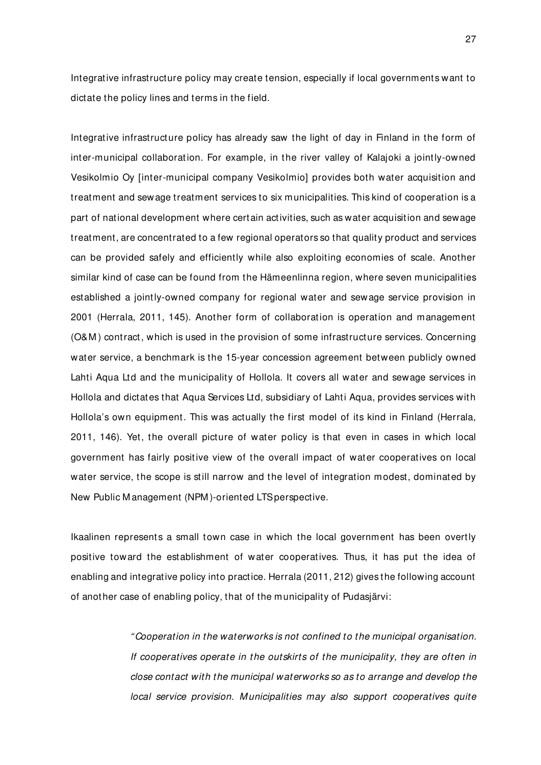Integrative infrastructure policy may create tension, especially if local governments want to dictate the policy lines and terms in the field.

Integrative infrastructure policy has already saw the light of day in Finland in the form of inter-municipal collaboration. For example, in the river valley of Kalajoki a jointly-owned Vesikolmio Oy [inter-municipal company Vesikolmio] provides both water acquisition and treatment and sewage treatment services to six municipalities. This kind of cooperation is a part of national development where certain activities, such as water acquisition and sewage treatment, are concentrated to a few regional operators so that quality product and services can be provided safely and efficiently while also exploiting economies of scale. Another similar kind of case can be found from the Hämeenlinna region, where seven municipalities established a jointly-owned company for regional water and sewage service provision in 2001 (Herrala, 2011, 145). Another form of collaboration is operation and management (O&M) contract, which is used in the provision of some infrastructure services. Concerning water service, a benchmark is the 15-year concession agreement between publicly owned Lahti Aqua Ltd and the municipality of Hollola. It covers all water and sewage services in Hollola and dictates that Aqua Services Ltd, subsidiary of Lahti Aqua, provides services with Hollola's own equipment. This was actually the first model of its kind in Finland (Herrala, 2011, 146). Yet, the overall picture of water policy is that even in cases in which local government has fairly positive view of the overall impact of water cooperatives on local water service, the scope is still narrow and the level of integration modest, dominated by New Public Management (NPM)-oriented LTS perspective.

Ikaalinen represents a small town case in which the local government has been overtly positive toward the establishment of water cooperatives. Thus, it has put the idea of enabling and integrative policy into practice. Herrala (2011, 212) gives the following account of another case of enabling policy, that of the municipality of Pudasjärvi:

> *"Cooperation in the waterworks is not confined to the municipal organisation. If cooperatives operate in the outskirts of the municipality, they are often in close contact with the municipal waterworks so as to arrange and develop the local service provision. Municipalities may also support cooperatives quite*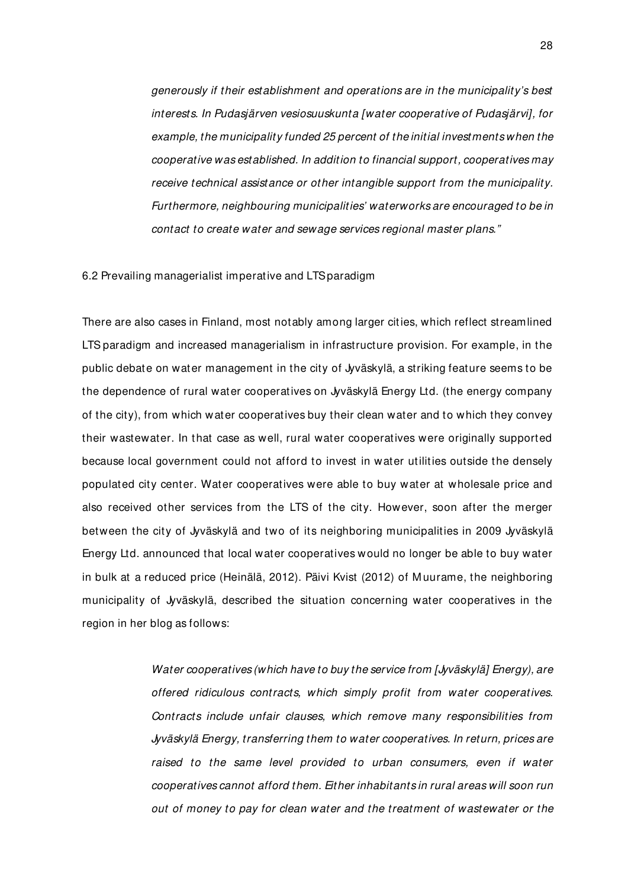*generously if their establishment and operations are in the municipality's best interests. In Pudasjärven vesiosuuskunta [water cooperative of Pudasjärvi], for example, the municipality funded 25 percent of the initial investments when the cooperative was established. In addition to financial support, cooperatives may receive technical assistance or other intangible support from the municipality. Furthermore, neighbouring municipalities' waterworks are encouraged to be in contact to create water and sewage services regional master plans."*

### 6.2 Prevailing managerialist imperative and LTS paradigm

There are also cases in Finland, most notably among larger cities, which reflect streamlined LTS paradigm and increased managerialism in infrastructure provision. For example, in the public debate on water management in the city of Jyväskylä, a striking feature seems to be the dependence of rural water cooperatives on Jyväskylä Energy Ltd. (the energy company of the city), from which water cooperatives buy their clean water and to which they convey their wastewater. In that case as well, rural water cooperatives were originally supported because local government could not afford to invest in water utilities outside the densely populated city center. Water cooperatives were able to buy water at wholesale price and also received other services from the LTS of the city. However, soon after the merger between the city of Jyväskylä and two of its neighboring municipalities in 2009 Jyväskylä Energy Ltd. announced that local water cooperatives would no longer be able to buy water in bulk at a reduced price (Heinälä, 2012). Päivi Kvist (2012) of Muurame, the neighboring municipality of Jyväskylä, described the situation concerning water cooperatives in the region in her blog as follows:

> *Water cooperatives (which have to buy the service from [Jyväskylä] Energy), are offered ridiculous contracts, which simply profit from water cooperatives. Contracts include unfair clauses, which remove many responsibilities from Jyväskylä Energy, transferring them to water cooperatives. In return, prices are raised to the same level provided to urban consumers, even if water cooperatives cannot afford them. Either inhabitants in rural areas will soon run out of money to pay for clean water and the treatment of wastewater or the*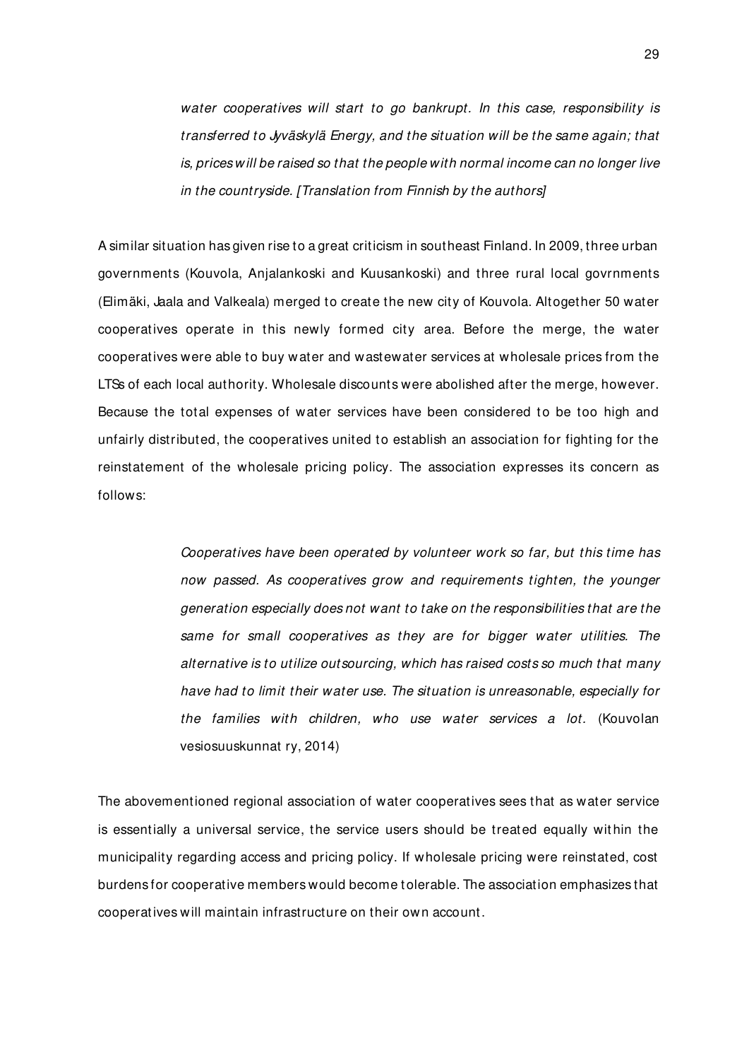*water cooperatives will start to go bankrupt. In this case, responsibility is transferred to Jyväskylä Energy, and the situation will be the same again; that is, prices will be raised so that the people with normal income can no longer live in the countryside. [Translation from Finnish by the authors]*

A similar situation has given rise to a great criticism in southeast Finland. In 2009, three urban governments (Kouvola, Anjalankoski and Kuusankoski) and three rural local govrnments (Elimäki, Jaala and Valkeala) merged to create the new city of Kouvola. Altogether 50 water cooperatives operate in this newly formed city area. Before the merge, the water cooperatives were able to buy water and wastewater services at wholesale prices from the LTSs of each local authority. Wholesale discounts were abolished after the merge, however. Because the total expenses of water services have been considered to be too high and unfairly distributed, the cooperatives united to establish an association for fighting for the reinstatement of the wholesale pricing policy. The association expresses its concern as follows:

> *Cooperatives have been operated by volunteer work so far, but this time has now passed. As cooperatives grow and requirements tighten, the younger generation especially does not want to take on the responsibilities that are the same for small cooperatives as they are for bigger water utilities. The alternative is to utilize outsourcing, which has raised costs so much that many have had to limit their water use. The situation is unreasonable, especially for the families with children, who use water services a lot.* (Kouvolan vesiosuuskunnat ry, 2014)

The abovementioned regional association of water cooperatives sees that as water service is essentially a universal service, the service users should be treated equally within the municipality regarding access and pricing policy. If wholesale pricing were reinstated, cost burdens for cooperative members would become tolerable. The association emphasizes that cooperatives will maintain infrastructure on their own account.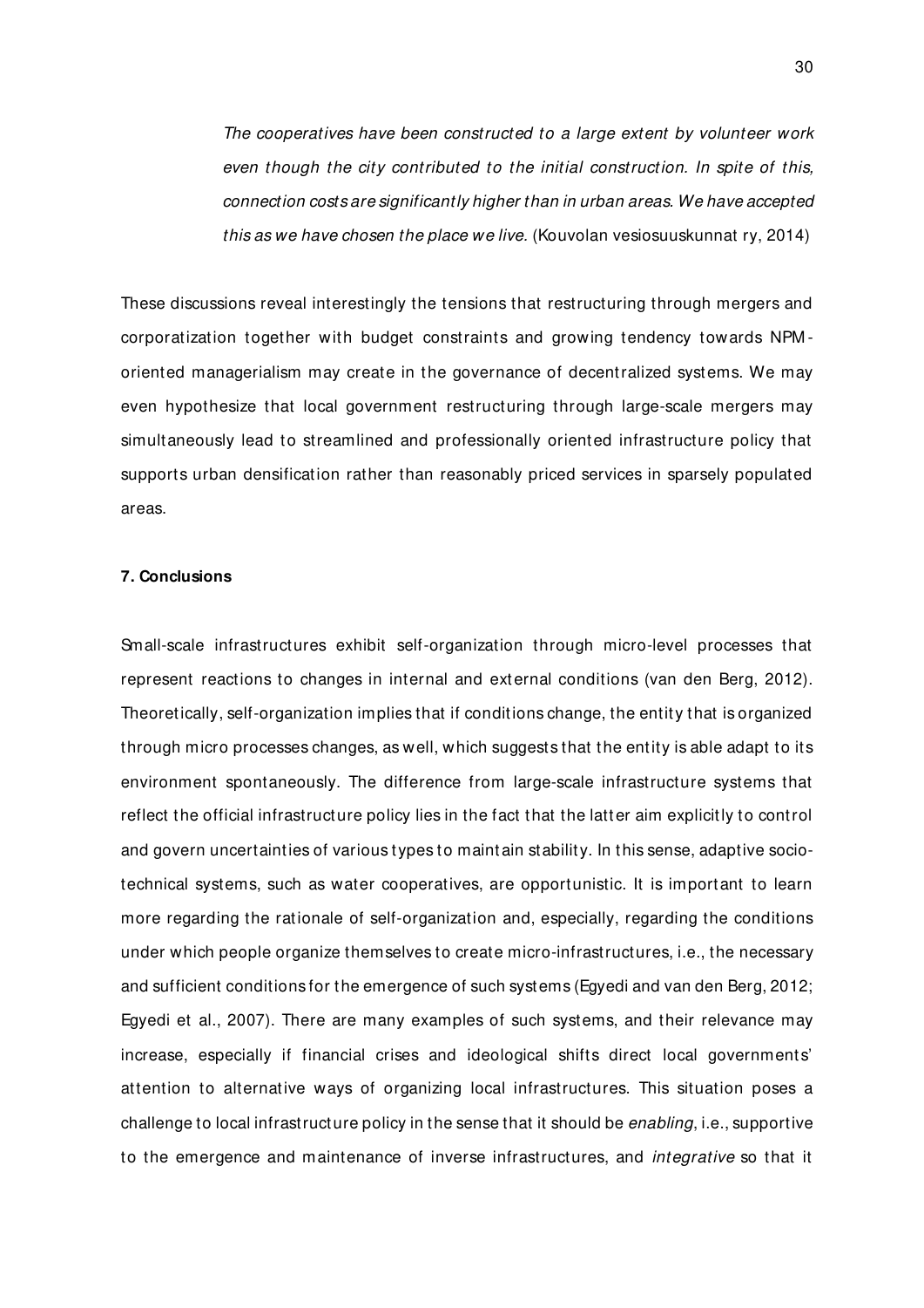> *The cooperatives have been constructed to a large extent by volunteer work even though the city contributed to the initial construction. In spite of this, connection costs are significantly higher than in urban areas. We have accepted this as we have chosen the place we live.* (Kouvolan vesiosuuskunnat ry, 2014)

These discussions reveal interestingly the tensions that restructuring through mergers and corporatization together with budget constraints and growing tendency towards NPM-oriented managerialism may create in the governance of decentralized systems. We may even hypothesize that local government restructuring through large-scale mergers may simultaneously lead to streamlined and professionally oriented infrastructure policy that supports urban densification rather than reasonably priced services in sparsely populated areas.

**7. Conclusions**

Small-scale infrastructures exhibit self-organization through micro-level processes that represent reactions to changes in internal and external conditions (van den Berg, 2012). Theoretically, self-organization implies that if conditions change, the entity that is organized through micro processes changes, as well, which suggests that the entity is able adapt to its environment spontaneously. The difference from large-scale infrastructure systems that reflect the official infrastructure policy lies in the fact that the latter aim explicitly to control and govern uncertainties of various types to maintain stability. In this sense, adaptive socio-technical systems, such as water cooperatives, are opportunistic. It is important to learn more regarding the rationale of self-organization and, especially, regarding the conditions under which people organize themselves to create micro-infrastructures, i.e., the necessary and sufficient conditions for the emergence of such systems (Egyedi and van den Berg, 2012; Egyedi et al., 2007). There are many examples of such systems, and their relevance may increase, especially if financial crises and ideological shifts direct local governments' attention to alternative ways of organizing local infrastructures. This situation poses a challenge to local infrastructure policy in the sense that it should be *enabling*, i.e., supportive to the emergence and maintenance of inverse infrastructures, and *integrative* so that it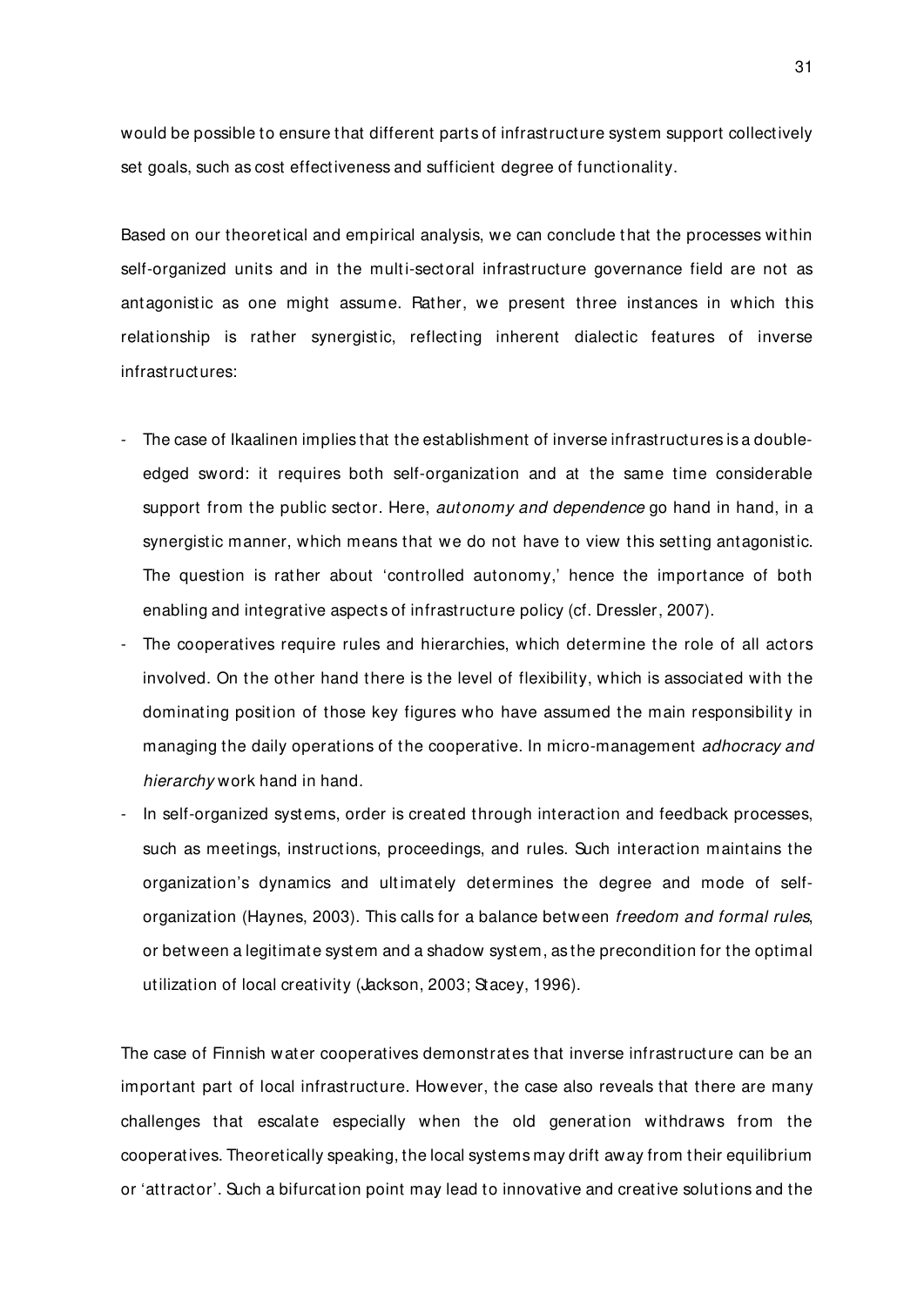would be possible to ensure that different parts of infrastructure system support collectively set goals, such as cost effectiveness and sufficient degree of functionality.

Based on our theoretical and empirical analysis, we can conclude that the processes within self-organized units and in the multi-sectoral infrastructure governance field are not as antagonistic as one might assume. Rather, we present three instances in which this relationship is rather synergistic, reflecting inherent dialectic features of inverse infrastructures:

- The case of Ikaalinen implies that the establishment of inverse infrastructures is a double-edged sword: it requires both self-organization and at the same time considerable support from the public sector. Here, *autonomy and dependence* go hand in hand, in a synergistic manner, which means that we do not have to view this setting antagonistic. The question is rather about 'controlled autonomy,' hence the importance of both enabling and integrative aspects of infrastructure policy (cf. Dressler, 2007).
- The cooperatives require rules and hierarchies, which determine the role of all actors involved. On the other hand there is the level of flexibility, which is associated with the dominating position of those key figures who have assumed the main responsibility in managing the daily operations of the cooperative. In micro-management *adhocracy and hierarchy* work hand in hand.
- In self-organized systems, order is created through interaction and feedback processes, such as meetings, instructions, proceedings, and rules. Such interaction maintains the organization's dynamics and ultimately determines the degree and mode of self-organization (Haynes, 2003). This calls for a balance between *freedom and formal rules*, or between a legitimate system and a shadow system, as the precondition for the optimal utilization of local creativity (Jackson, 2003; Stacey, 1996).

The case of Finnish water cooperatives demonstrates that inverse infrastructure can be an important part of local infrastructure. However, the case also reveals that there are many challenges that escalate especially when the old generation withdraws from the cooperatives. Theoretically speaking, the local systems may drift away from their equilibrium or 'attractor'. Such a bifurcation point may lead to innovative and creative solutions and the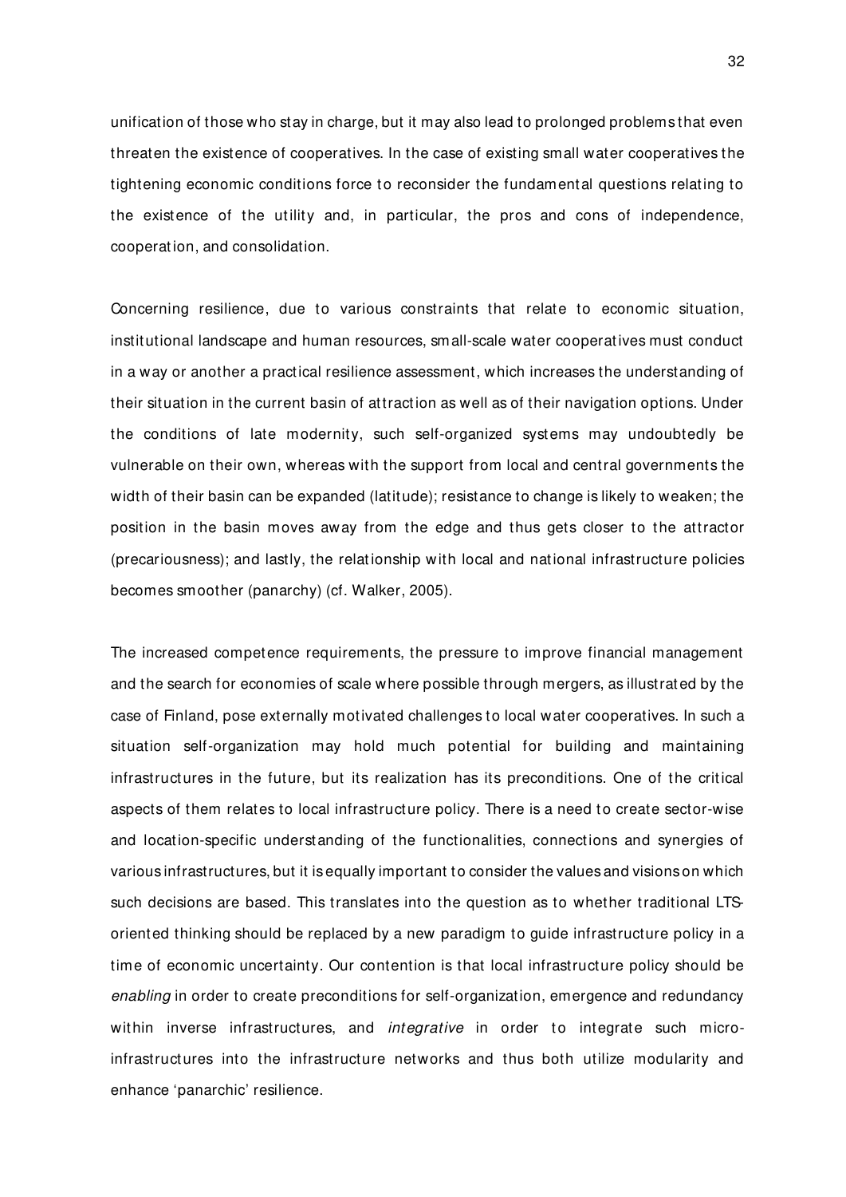unification of those who stay in charge, but it may also lead to prolonged problems that even threaten the existence of cooperatives. In the case of existing small water cooperatives the tightening economic conditions force to reconsider the fundamental questions relating to the existence of the utility and, in particular, the pros and cons of independence, cooperation, and consolidation.

Concerning resilience, due to various constraints that relate to economic situation, institutional landscape and human resources, small-scale water cooperatives must conduct in a way or another a practical resilience assessment, which increases the understanding of their situation in the current basin of attraction as well as of their navigation options. Under the conditions of late modernity, such self-organized systems may undoubtedly be vulnerable on their own, whereas with the support from local and central governments the width of their basin can be expanded (latitude); resistance to change is likely to weaken; the position in the basin moves away from the edge and thus gets closer to the attractor (precariousness); and lastly, the relationship with local and national infrastructure policies becomes smoother (panarchy) (cf. Walker, 2005).

The increased competence requirements, the pressure to improve financial management and the search for economies of scale where possible through mergers, as illustrated by the case of Finland, pose externally motivated challenges to local water cooperatives. In such a situation self-organization may hold much potential for building and maintaining infrastructures in the future, but its realization has its preconditions. One of the critical aspects of them relates to local infrastructure policy. There is a need to create sector-wise and location-specific understanding of the functionalities, connections and synergies of various infrastructures, but it is equally important to consider the values and visions on which such decisions are based. This translates into the question as to whether traditional LTS-oriented thinking should be replaced by a new paradigm to guide infrastructure policy in a time of economic uncertainty. Our contention is that local infrastructure policy should be *enabling* in order to create preconditions for self-organization, emergence and redundancy within inverse infrastructures, and *integrative* in order to integrate such micro-infrastructures into the infrastructure networks and thus both utilize modularity and enhance 'panarchic' resilience.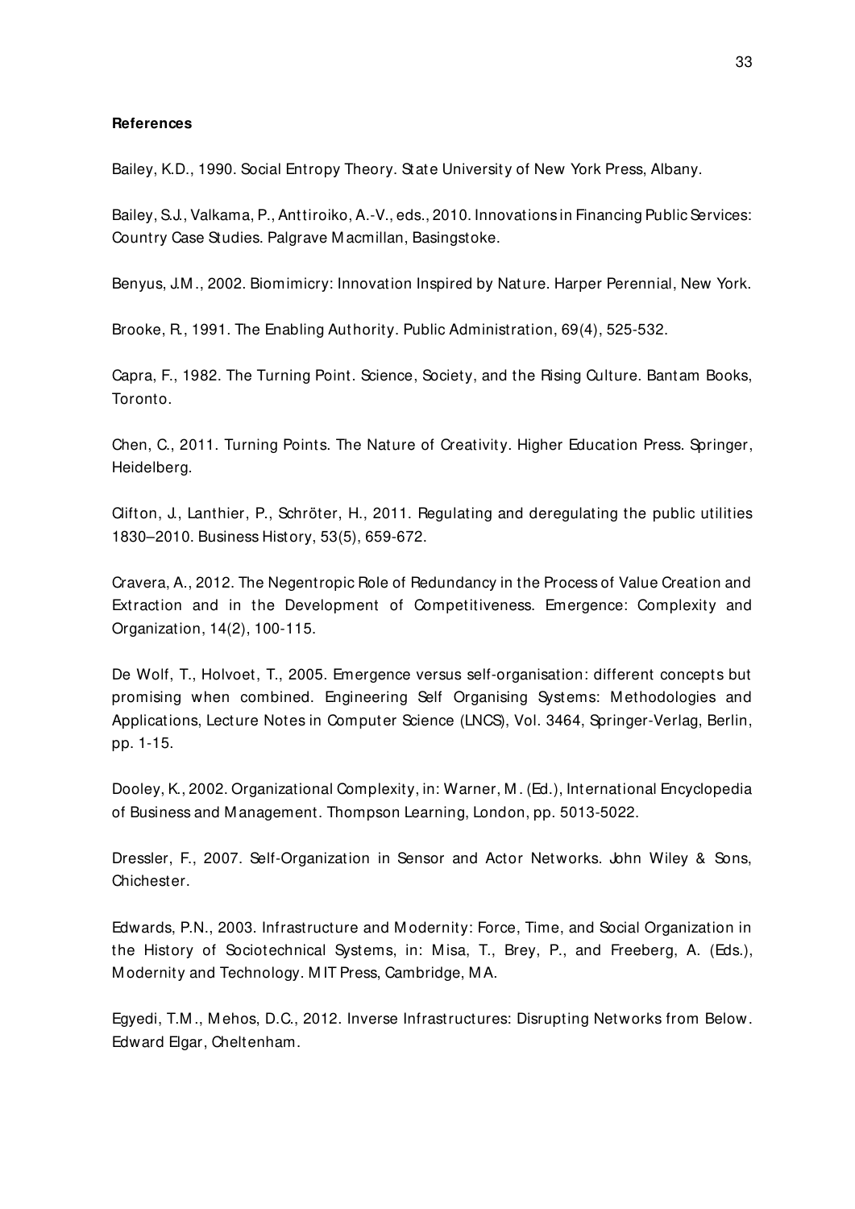**References**

Bailey, K.D., 1990. Social Entropy Theory. State University of New York Press, Albany.

Bailey, S.J., Valkama, P., Anttiroiko, A.-V., eds., 2010. Innovations in Financing Public Services: Country Case Studies. Palgrave Macmillan, Basingstoke.

Benyus, J.M., 2002. Biomimicry: Innovation Inspired by Nature. Harper Perennial, New York.

Brooke, R., 1991. The Enabling Authority. Public Administration, 69(4), 525-532.

Capra, F., 1982. The Turning Point. Science, Society, and the Rising Culture. Bantam Books, Toronto.

Chen, C., 2011. Turning Points. The Nature of Creativity. Higher Education Press. Springer, Heidelberg.

Clifton, J., Lanthier, P., Schröter, H., 2011. Regulating and deregulating the public utilities 1830–2010. Business History, 53(5), 659-672.

Cravera, A., 2012. The Negentropic Role of Redundancy in the Process of Value Creation and Extraction and in the Development of Competitiveness. Emergence: Complexity and Organization, 14(2), 100-115.

De Wolf, T., Holvoet, T., 2005. Emergence versus self-organisation: different concepts but promising when combined. Engineering Self Organising Systems: Methodologies and Applications, Lecture Notes in Computer Science (LNCS), Vol. 3464, Springer-Verlag, Berlin, pp. 1-15.

Dooley, K., 2002. Organizational Complexity, in: Warner, M. (Ed.), International Encyclopedia of Business and Management. Thompson Learning, London, pp. 5013-5022.

Dressler, F., 2007. Self-Organization in Sensor and Actor Networks. John Wiley & Sons, Chichester.

Edwards, P.N., 2003. Infrastructure and Modernity: Force, Time, and Social Organization in the History of Sociotechnical Systems, in: Misa, T., Brey, P., and Freeberg, A. (Eds.), Modernity and Technology. MIT Press, Cambridge, MA.

Egyedi, T.M., Mehos, D.C., 2012. Inverse Infrastructures: Disrupting Networks from Below. Edward Elgar, Cheltenham.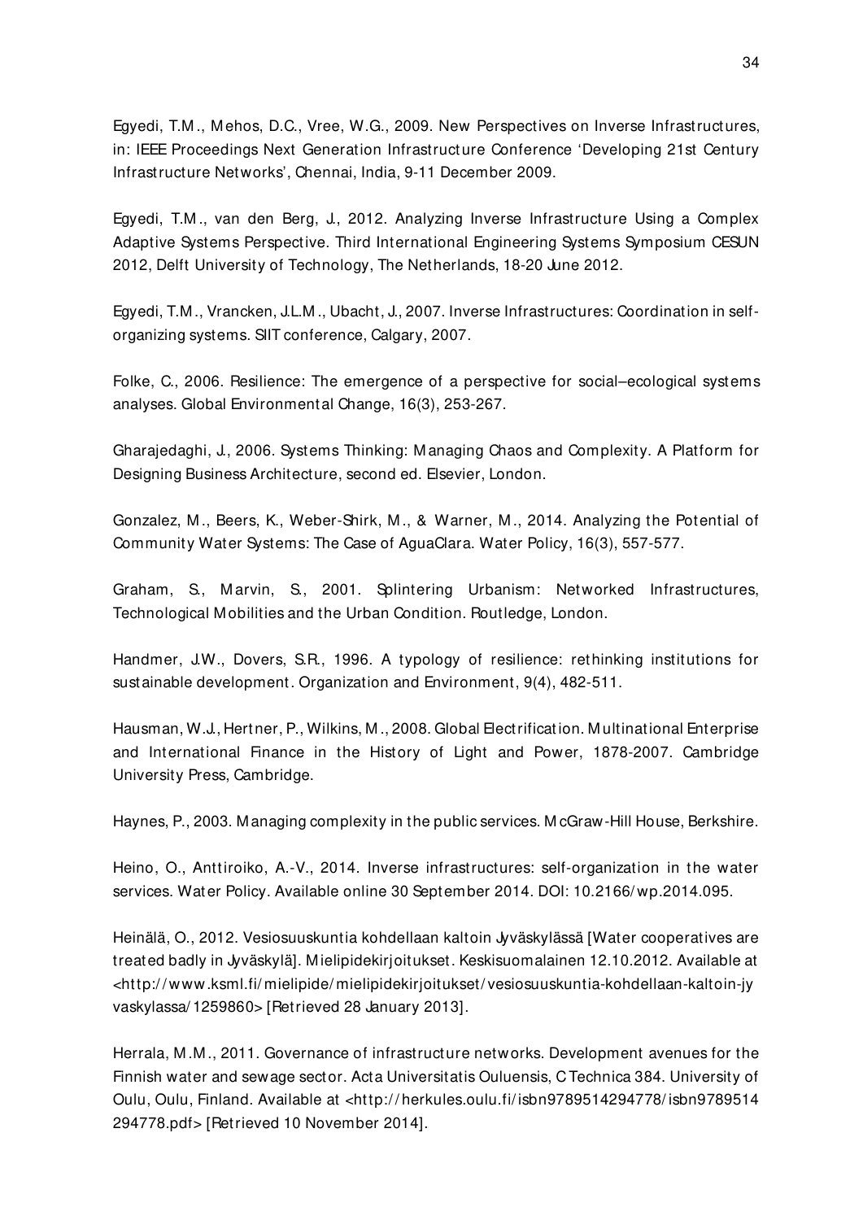Egyedi, T.M., Mehos, D.C., Vree, W.G., 2009. New Perspectives on Inverse Infrastructures, in: IEEE Proceedings Next Generation Infrastructure Conference 'Developing 21st Century Infrastructure Networks', Chennai, India, 9-11 December 2009.

Egyedi, T.M., van den Berg, J., 2012. Analyzing Inverse Infrastructure Using a Complex Adaptive Systems Perspective. Third International Engineering Systems Symposium CESUN 2012, Delft University of Technology, The Netherlands, 18-20 June 2012.

Egyedi, T.M., Vrancken, J.L.M., Ubacht, J., 2007. Inverse Infrastructures: Coordination in self-organizing systems. SIIT conference, Calgary, 2007.

Folke, C., 2006. Resilience: The emergence of a perspective for social–ecological systems analyses. Global Environmental Change, 16(3), 253-267.

Gharajedaghi, J., 2006. Systems Thinking: Managing Chaos and Complexity. A Platform for Designing Business Architecture, second ed. Elsevier, London.

Gonzalez, M., Beers, K., Weber-Shirk, M., & Warner, M., 2014. Analyzing the Potential of Community Water Systems: The Case of AguaClara. Water Policy, 16(3), 557-577.

Graham, S., Marvin, S., 2001. Splintering Urbanism: Networked Infrastructures, Technological Mobilities and the Urban Condition. Routledge, London.

Handmer, J.W., Dovers, S.R., 1996. A typology of resilience: rethinking institutions for sustainable development. Organization and Environment, 9(4), 482-511.

Hausman, W.J., Hertner, P., Wilkins, M., 2008. Global Electrification. Multinational Enterprise and International Finance in the History of Light and Power, 1878-2007. Cambridge University Press, Cambridge.

Haynes, P., 2003. Managing complexity in the public services. McGraw-Hill House, Berkshire.

Heino, O., Anttiroiko, A.-V., 2014. Inverse infrastructures: self-organization in the water services. Water Policy. Available online 30 September 2014. DOI: 10.2166/wp.2014.095.

Heinälä, O., 2012. Vesiosuuskuntia kohdellaan kaltoin Jyväskylässä [Water cooperatives are treated badly in Jyväskylä]. Mielipidekirjoitukset. Keskisuomalainen 12.10.2012. Available at <http://www.ksml.fi/mielipide/mielipidekirjoitukset/vesiosuuskuntia-kohdellaan-kaltoin-jyvaskylassa/1259860> [Retrieved 28 January 2013].

Herrala, M.M., 2011. Governance of infrastructure networks. Development avenues for the Finnish water and sewage sector. Acta Universitatis Ouluensis, C Technica 384. University of Oulu, Oulu, Finland. Available at <http://herkules.oulu.fi/isbn9789514294778/isbn9789514294778.pdf> [Retrieved 10 November 2014].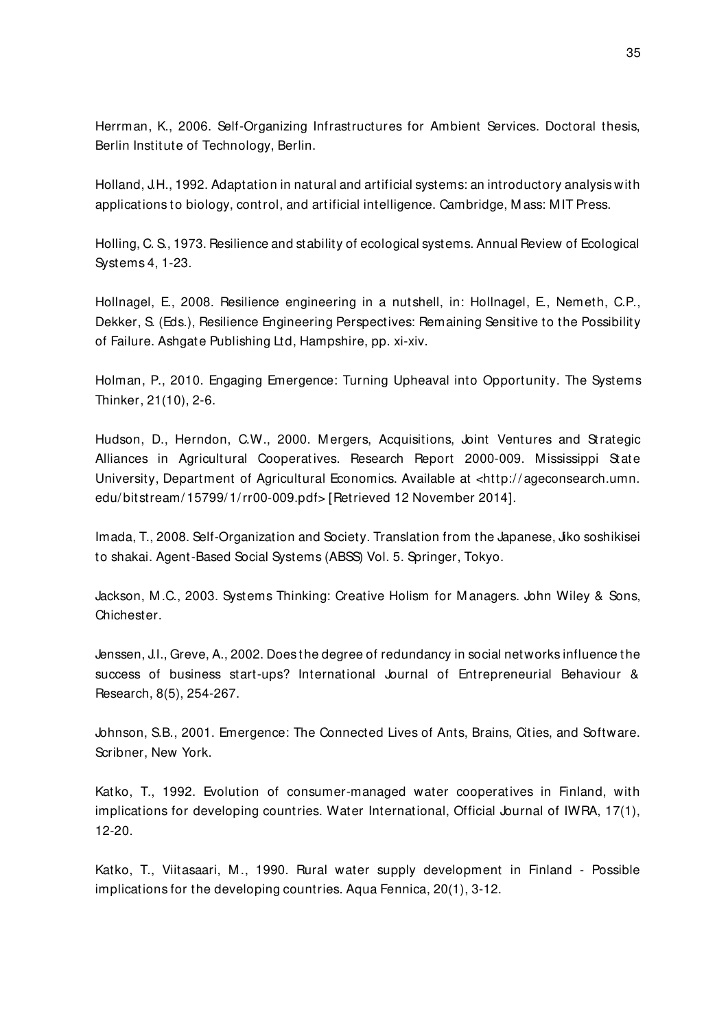Herrman, K., 2006. Self-Organizing Infrastructures for Ambient Services. Doctoral thesis, Berlin Institute of Technology, Berlin.

Holland, J.H., 1992. Adaptation in natural and artificial systems: an introductory analysis with applications to biology, control, and artificial intelligence. Cambridge, Mass: MIT Press.

Holling, C. S., 1973. Resilience and stability of ecological systems. Annual Review of Ecological Systems 4, 1-23.

Hollnagel, E., 2008. Resilience engineering in a nutshell, in: Hollnagel, E., Nemeth, C.P., Dekker, S. (Eds.), Resilience Engineering Perspectives: Remaining Sensitive to the Possibility of Failure. Ashgate Publishing Ltd, Hampshire, pp. xi-xiv.

Holman, P., 2010. Engaging Emergence: Turning Upheaval into Opportunity. The Systems Thinker, 21(10), 2-6.

Hudson, D., Herndon, C.W., 2000. Mergers, Acquisitions, Joint Ventures and Strategic Alliances in Agricultural Cooperatives. Research Report 2000-009. Mississippi State University, Department of Agricultural Economics. Available at <http://ageconsearch.umn.edu/bitstream/15799/1/rr00-009.pdf> [Retrieved 12 November 2014].

Imada, T., 2008. Self-Organization and Society. Translation from the Japanese, Jiko soshikisei to shakai. Agent-Based Social Systems (ABSS) Vol. 5. Springer, Tokyo.

Jackson, M.C., 2003. Systems Thinking: Creative Holism for Managers. John Wiley & Sons, Chichester.

Jenssen, J.I., Greve, A., 2002. Does the degree of redundancy in social networks influence the success of business start-ups? International Journal of Entrepreneurial Behaviour & Research, 8(5), 254-267.

Johnson, S.B., 2001. Emergence: The Connected Lives of Ants, Brains, Cities, and Software. Scribner, New York.

Katko, T., 1992. Evolution of consumer-managed water cooperatives in Finland, with implications for developing countries. Water International, Official Journal of IWRA, 17(1), 12-20.

Katko, T., Viitasaari, M., 1990. Rural water supply development in Finland - Possible implications for the developing countries. Aqua Fennica, 20(1), 3-12.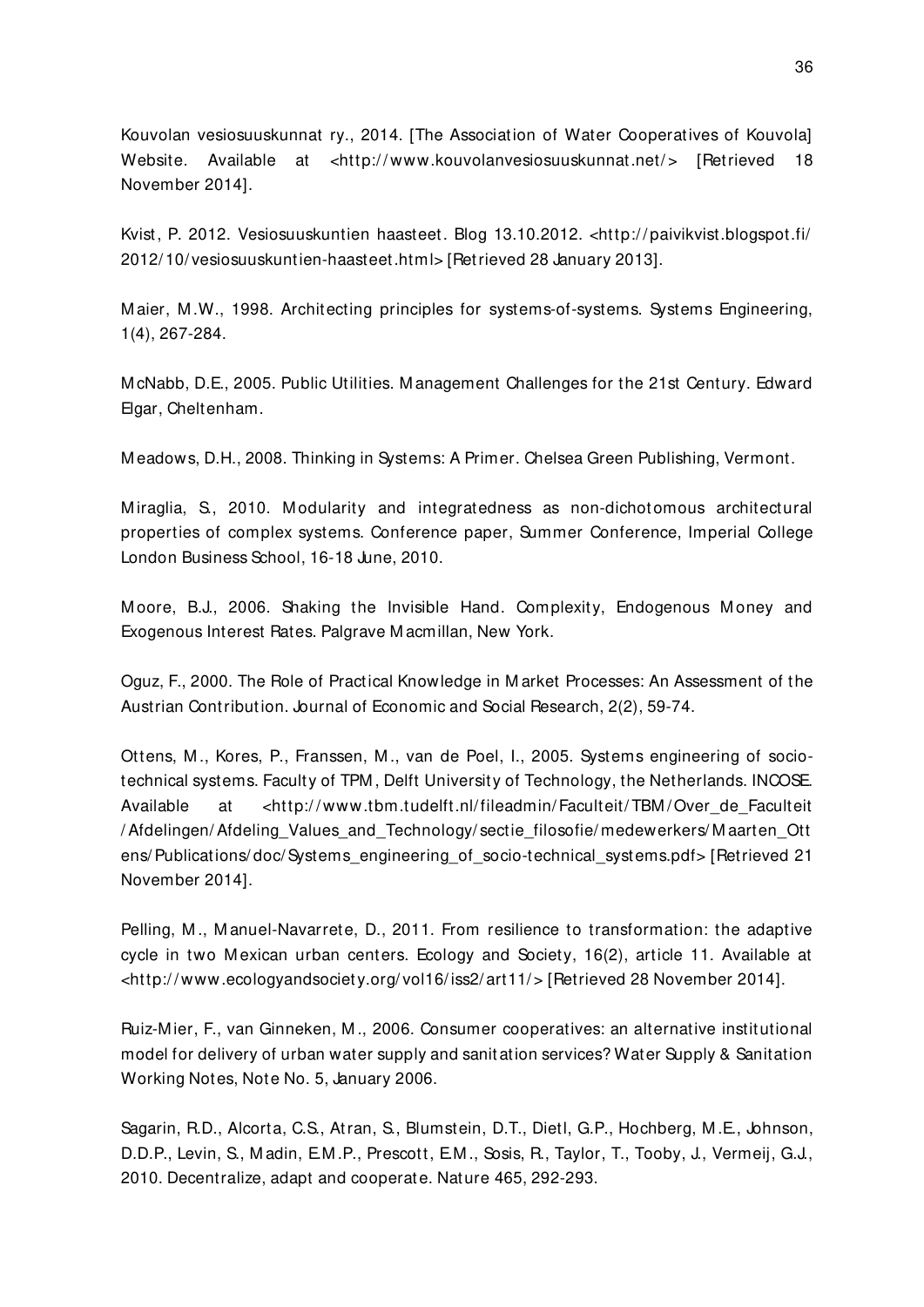Kouvolan vesiosuuskunnat ry., 2014. [The Association of Water Cooperatives of Kouvola] Website. Available at <http://www.kouvolanvesiosuuskunnat.net/> [Retrieved 18 November 2014].

Kvist, P. 2012. Vesiosuuskuntien haasteet. Blog 13.10.2012. <http://paivikvist.blogspot.fi/2012/10/vesiosuuskuntien-haasteet.html> [Retrieved 28 January 2013].

Maier, M.W., 1998. Architecting principles for systems-of-systems. Systems Engineering, 1(4), 267-284.

McNabb, D.E., 2005. Public Utilities. Management Challenges for the 21st Century. Edward Elgar, Cheltenham.

Meadows, D.H., 2008. Thinking in Systems: A Primer. Chelsea Green Publishing, Vermont.

Miraglia, S., 2010. Modularity and integratedness as non-dichotomous architectural properties of complex systems. Conference paper, Summer Conference, Imperial College London Business School, 16-18 June, 2010.

Moore, B.J., 2006. Shaking the Invisible Hand. Complexity, Endogenous Money and Exogenous Interest Rates. Palgrave Macmillan, New York.

Oguz, F., 2000. The Role of Practical Knowledge in Market Processes: An Assessment of the Austrian Contribution. Journal of Economic and Social Research, 2(2), 59-74.

Ottens, M., Kores, P., Franssen, M., van de Poel, I., 2005. Systems engineering of socio-technical systems. Faculty of TPM, Delft University of Technology, the Netherlands. INCOSE. Available at <http://www.tbm.tudelft.nl/fileadmin/Faculteit/TBM/Over_de_Faculteit/Afdelingen/Afdeling_Values_and_Technology/sectie_filosofie/medewerkers/Maarten_Ottens/Publications/doc/Systems_engineering_of_socio-technical_systems.pdf> [Retrieved 21 November 2014].

Pelling, M., Manuel-Navarrete, D., 2011. From resilience to transformation: the adaptive cycle in two Mexican urban centers. Ecology and Society, 16(2), article 11. Available at <http://www.ecologyandsociety.org/vol16/iss2/art11/> [Retrieved 28 November 2014].

Ruiz-Mier, F., van Ginneken, M., 2006. Consumer cooperatives: an alternative institutional model for delivery of urban water supply and sanitation services? Water Supply & Sanitation Working Notes, Note No. 5, January 2006.

Sagarin, R.D., Alcorta, C.S., Atran, S., Blumstein, D.T., Dietl, G.P., Hochberg, M.E., Johnson, D.D.P., Levin, S., Madin, E.M.P., Prescott, E.M., Sosis, R., Taylor, T., Tooby, J., Vermeij, G.J., 2010. Decentralize, adapt and cooperate. Nature 465, 292-293.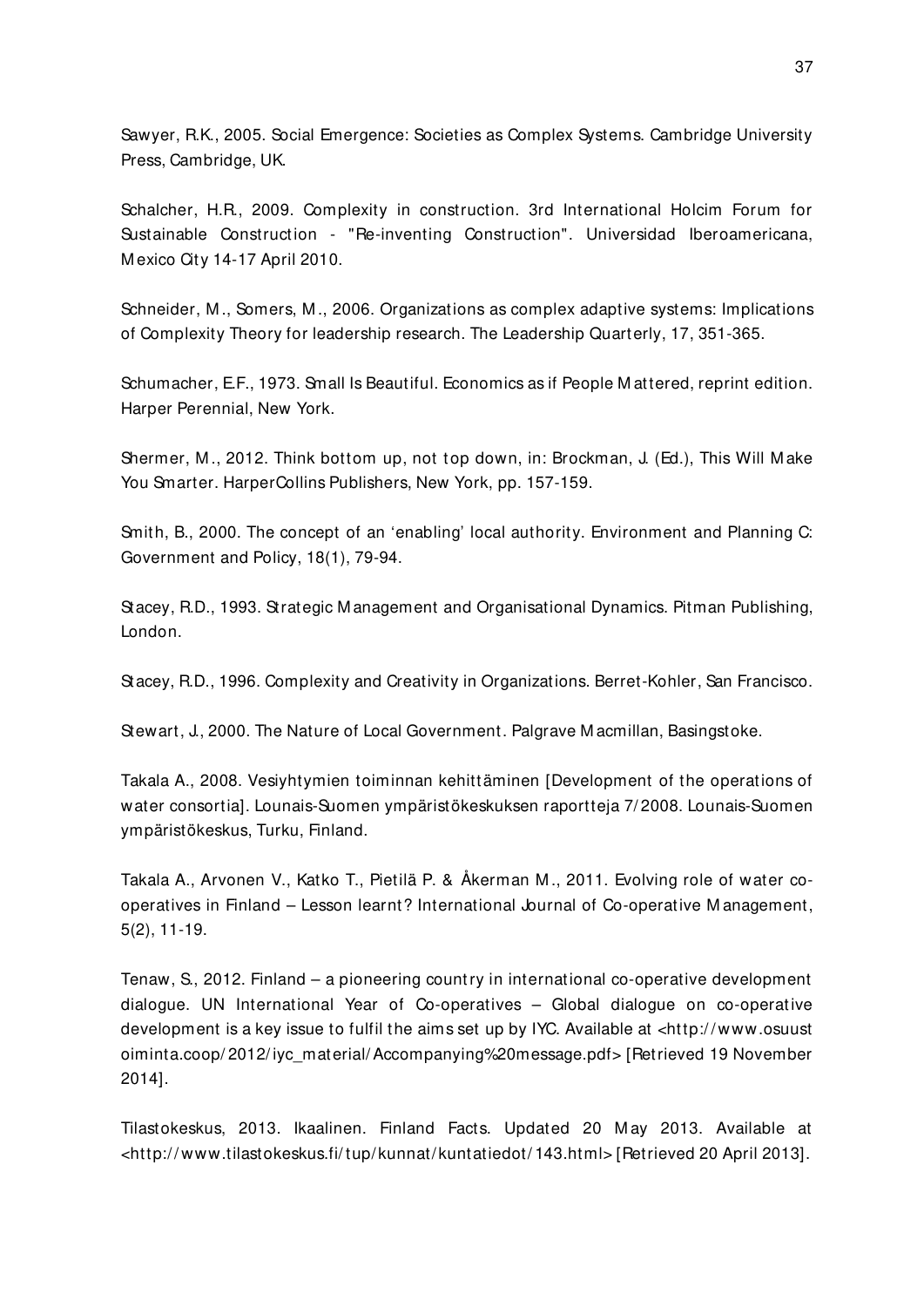Sawyer, R.K., 2005. Social Emergence: Societies as Complex Systems. Cambridge University Press, Cambridge, UK.

Schalcher, H.R., 2009. Complexity in construction. 3rd International Holcim Forum for Sustainable Construction - "Re-inventing Construction". Universidad Iberoamericana, Mexico City 14-17 April 2010.

Schneider, M., Somers, M., 2006. Organizations as complex adaptive systems: Implications of Complexity Theory for leadership research. The Leadership Quarterly, 17, 351-365.

Schumacher, E.F., 1973. Small Is Beautiful. Economics as if People Mattered, reprint edition. Harper Perennial, New York.

Shermer, M., 2012. Think bottom up, not top down, in: Brockman, J. (Ed.), This Will Make You Smarter. HarperCollins Publishers, New York, pp. 157-159.

Smith, B., 2000. The concept of an 'enabling' local authority. Environment and Planning C: Government and Policy, 18(1), 79-94.

Stacey, R.D., 1993. Strategic Management and Organisational Dynamics. Pitman Publishing, London.

Stacey, R.D., 1996. Complexity and Creativity in Organizations. Berret-Kohler, San Francisco.

Stewart, J., 2000. The Nature of Local Government. Palgrave Macmillan, Basingstoke.

Takala A., 2008. Vesiyhtymien toiminnan kehittäminen [Development of the operations of water consortia]. Lounais-Suomen ympäristökeskuksen raportteja 7/2008. Lounais-Suomen ympäristökeskus, Turku, Finland.

Takala A., Arvonen V., Katko T., Pietilä P. & Åkerman M., 2011. Evolving role of water co-operatives in Finland – Lesson learnt? International Journal of Co-operative Management, 5(2), 11-19.

Tenaw, S., 2012. Finland – a pioneering country in international co-operative development dialogue. UN International Year of Co-operatives – Global dialogue on co-operative development is a key issue to fulfil the aims set up by IYC. Available at <http://www.osuustoiminta.coop/2012/iyc_material/Accompanying%20message.pdf> [Retrieved 19 November 2014].

Tilastokeskus, 2013. Ikaalinen. Finland Facts. Updated 20 May 2013. Available at <http://www.tilastokeskus.fi/tup/kunnat/kuntatiedot/143.html> [Retrieved 20 April 2013].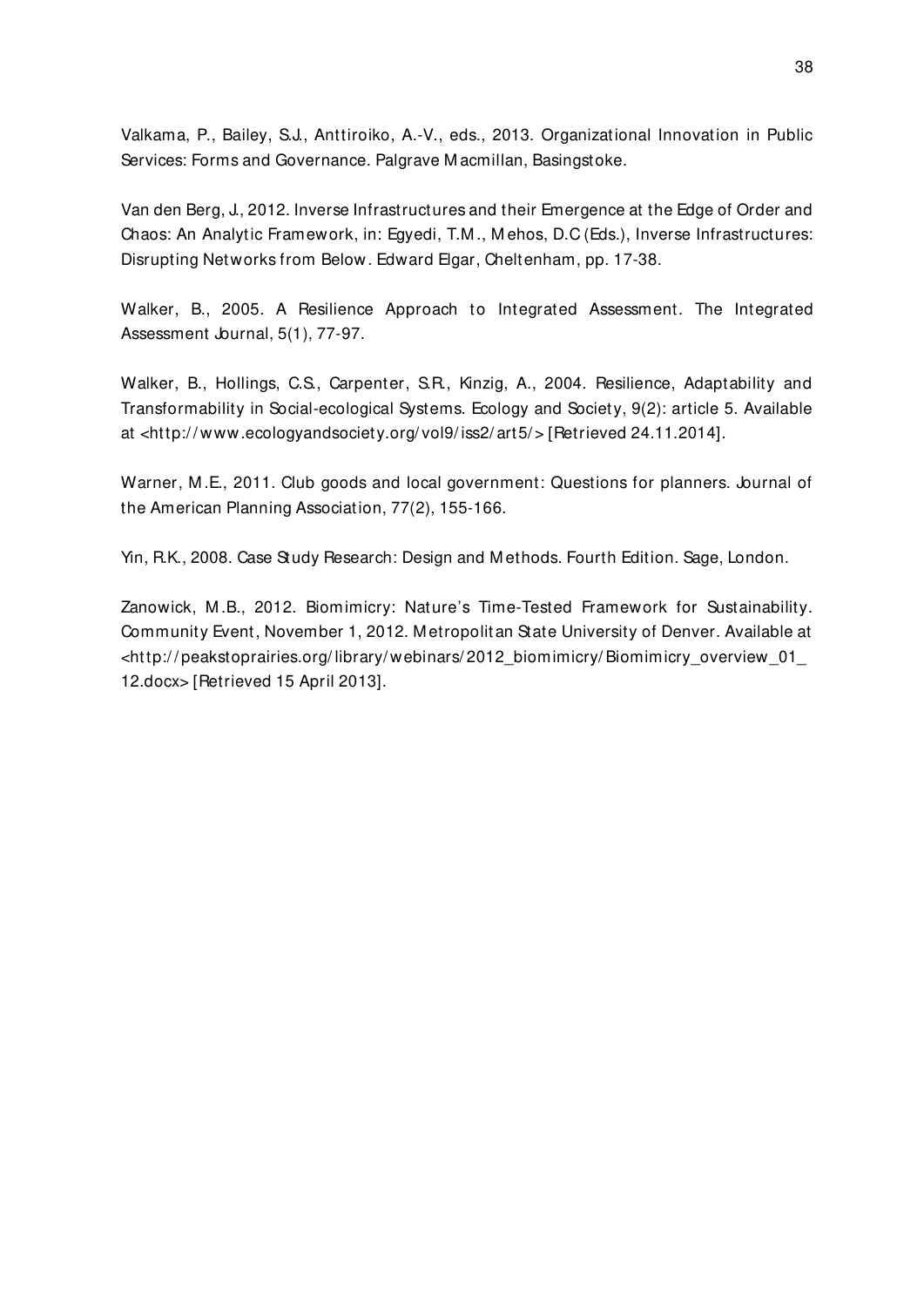Valkama, P., Bailey, S.J., Anttiroiko, A.-V., eds., 2013. Organizational Innovation in Public Services: Forms and Governance. Palgrave Macmillan, Basingstoke.

Van den Berg, J., 2012. Inverse Infrastructures and their Emergence at the Edge of Order and Chaos: An Analytic Framework, in: Egyedi, T.M., Mehos, D.C (Eds.), Inverse Infrastructures: Disrupting Networks from Below. Edward Elgar, Cheltenham, pp. 17-38.

Walker, B., 2005. A Resilience Approach to Integrated Assessment. The Integrated Assessment Journal, 5(1), 77-97.

Walker, B., Hollings, C.S., Carpenter, S.R., Kinzig, A., 2004. Resilience, Adaptability and Transformability in Social-ecological Systems. Ecology and Society, 9(2): article 5. Available at <http://www.ecologyandsociety.org/vol9/iss2/art5/> [Retrieved 24.11.2014].

Warner, M.E., 2011. Club goods and local government: Questions for planners. Journal of the American Planning Association, 77(2), 155-166.

Yin, R.K., 2008. Case Study Research: Design and Methods. Fourth Edition. Sage, London.

Zanowick, M.B., 2012. Biomimicry: Nature's Time-Tested Framework for Sustainability. Community Event, November 1, 2012. Metropolitan State University of Denver. Available at <http://peakstoprairies.org/library/webinars/2012_biomimicry/Biomimicry_overview_01_12.docx> [Retrieved 15 April 2013].